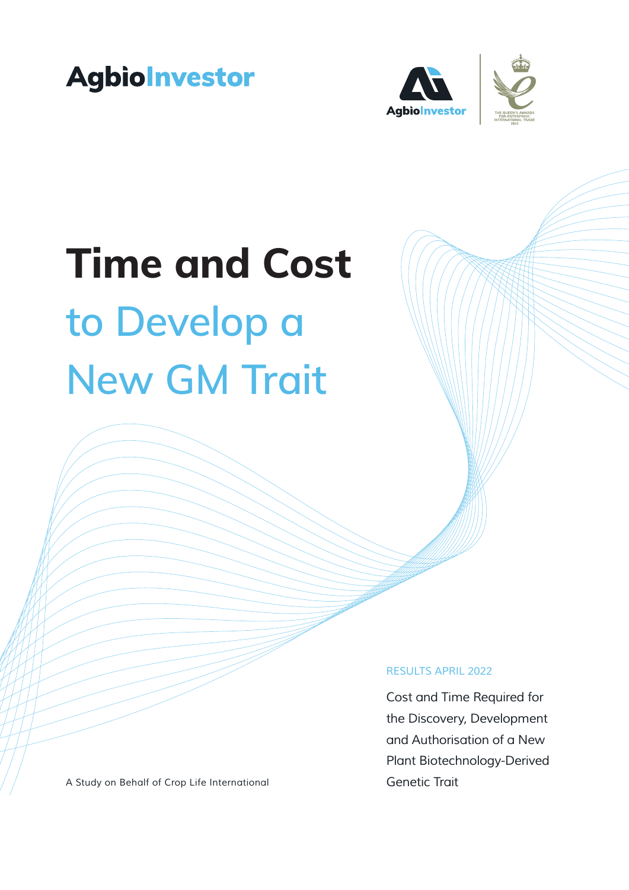AgbioInvestor

# Time and Cost to Develop a New GM Trait

RESULTS APRIL 2022

Cost and Time Required for the Discovery, Development and Authorisation of a New Plant Biotechnology-Derived Genetic Trait

A Study on Behalf of Crop Life International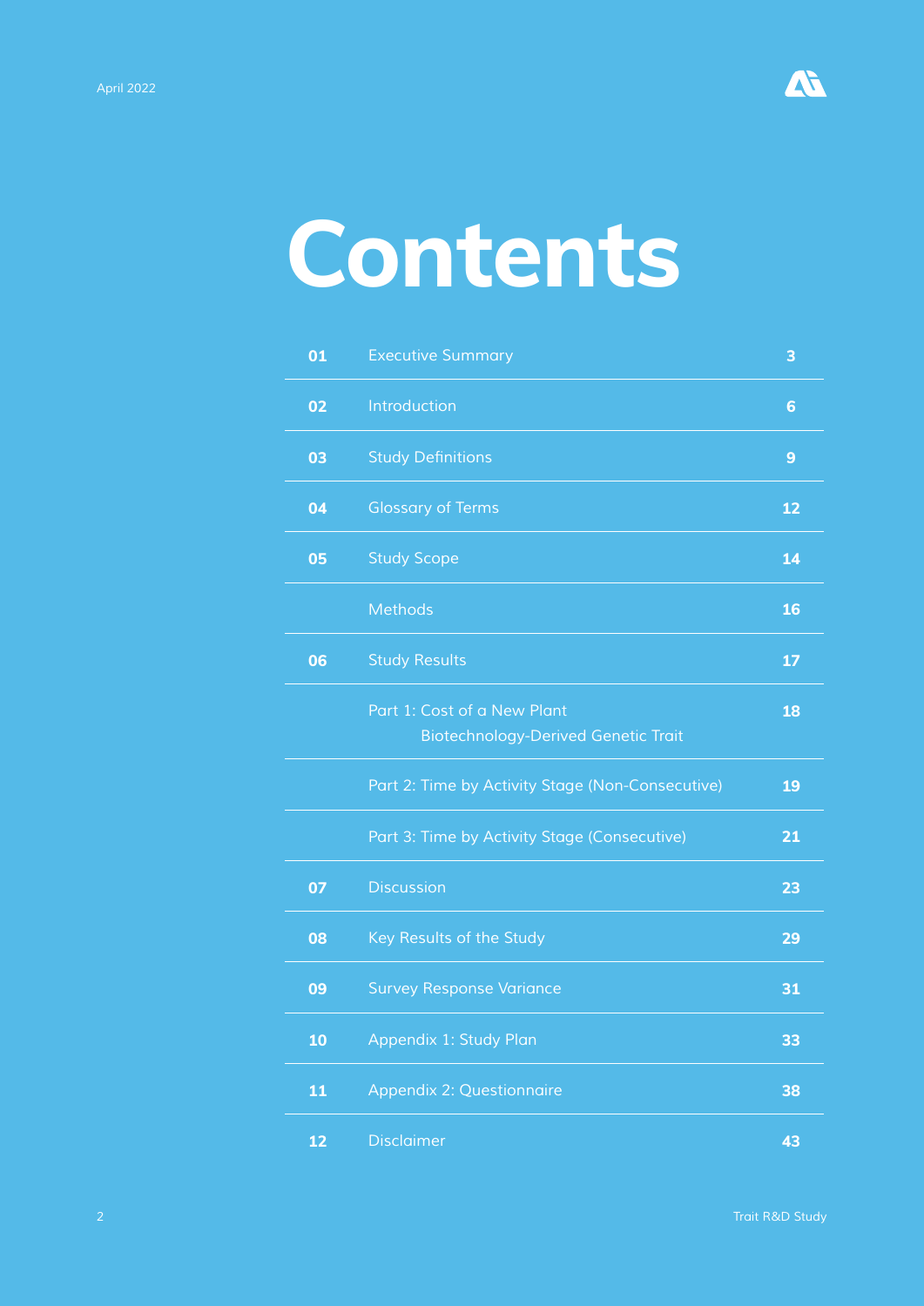# Contents

| | | |
|---|---|---|
| 01 | Executive Summary | 3 |
| 02 | Introduction | 6 |
| 03 | Study Definitions | 9 |
| 04 | Glossary of Terms | 12 |
| 05 | Study Scope | 14 |
| | Methods | 16 |
| 06 | Study Results | 17 |
| | Part 1: Cost of a New Plant Biotechnology-Derived Genetic Trait | 18 |
| | Part 2: Time by Activity Stage (Non-Consecutive) | 19 |
| | Part 3: Time by Activity Stage (Consecutive) | 21 |
| 07 | Discussion | 23 |
| 08 | Key Results of the Study | 29 |
| 09 | Survey Response Variance | 31 |
| 10 | Appendix 1: Study Plan | 33 |
| 11 | Appendix 2: Questionnaire | 38 |
| 12 | Disclaimer | 43 |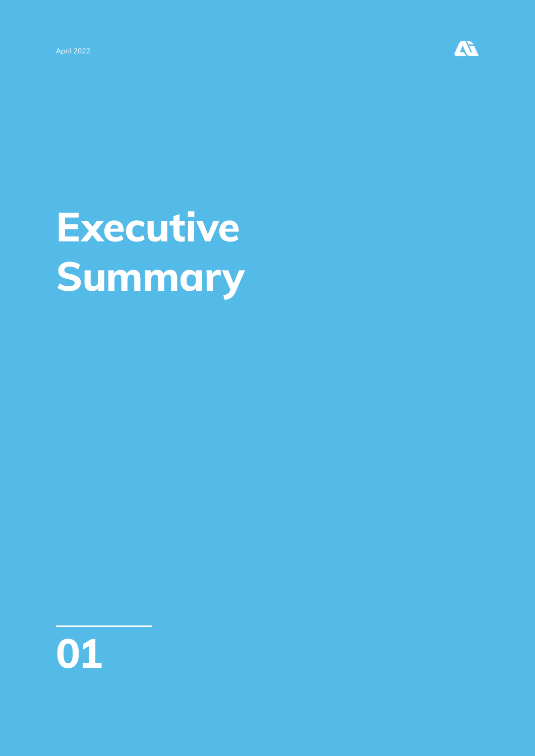# Executive Summary

## 01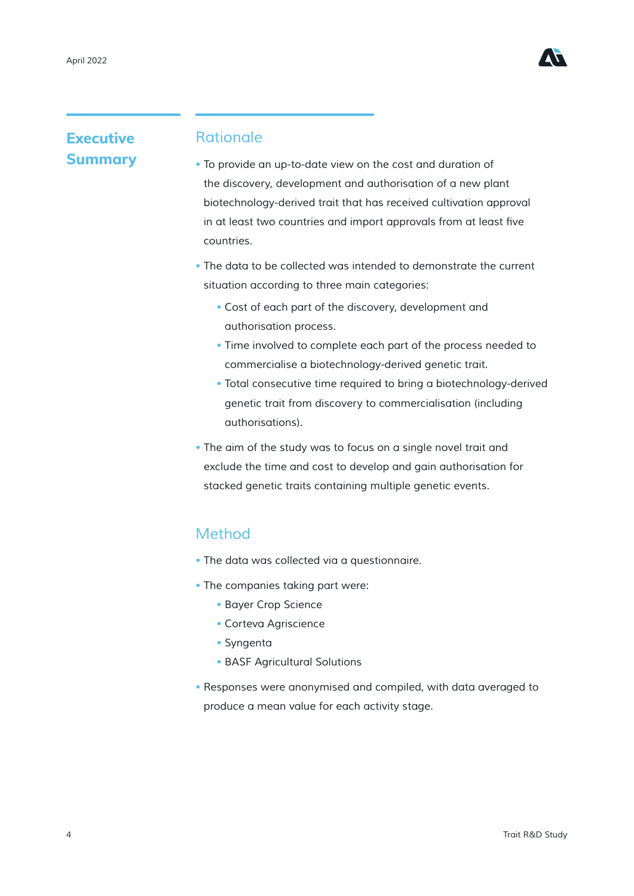# Executive Summary

## Rationale

- To provide an up-to-date view on the cost and duration of the discovery, development and authorisation of a new plant biotechnology-derived trait that has received cultivation approval in at least two countries and import approvals from at least five countries.
- The data to be collected was intended to demonstrate the current situation according to three main categories:
  - Cost of each part of the discovery, development and authorisation process.
  - Time involved to complete each part of the process needed to commercialise a biotechnology-derived genetic trait.
  - Total consecutive time required to bring a biotechnology-derived genetic trait from discovery to commercialisation (including authorisations).
- The aim of the study was to focus on a single novel trait and exclude the time and cost to develop and gain authorisation for stacked genetic traits containing multiple genetic events.

## Method

- The data was collected via a questionnaire.
- The companies taking part were:
  - Bayer Crop Science
  - Corteva Agriscience
  - Syngenta
  - BASF Agricultural Solutions
- Responses were anonymised and compiled, with data averaged to produce a mean value for each activity stage.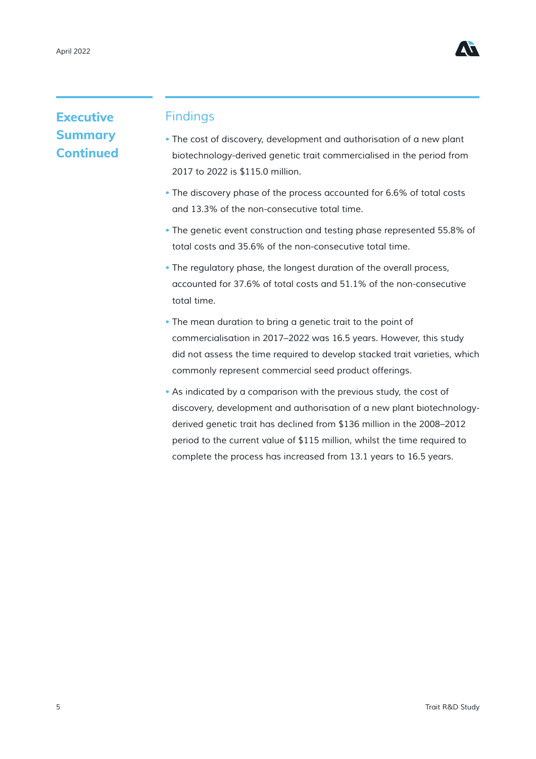## Executive Summary Continued

### Findings

- The cost of discovery, development and authorisation of a new plant biotechnology-derived genetic trait commercialised in the period from 2017 to 2022 is $115.0 million.
- The discovery phase of the process accounted for 6.6% of total costs and 13.3% of the non-consecutive total time.
- The genetic event construction and testing phase represented 55.8% of total costs and 35.6% of the non-consecutive total time.
- The regulatory phase, the longest duration of the overall process, accounted for 37.6% of total costs and 51.1% of the non-consecutive total time.
- The mean duration to bring a genetic trait to the point of commercialisation in 2017–2022 was 16.5 years. However, this study did not assess the time required to develop stacked trait varieties, which commonly represent commercial seed product offerings.
- As indicated by a comparison with the previous study, the cost of discovery, development and authorisation of a new plant biotechnology-derived genetic trait has declined from $136 million in the 2008–2012 period to the current value of $115 million, whilst the time required to complete the process has increased from 13.1 years to 16.5 years.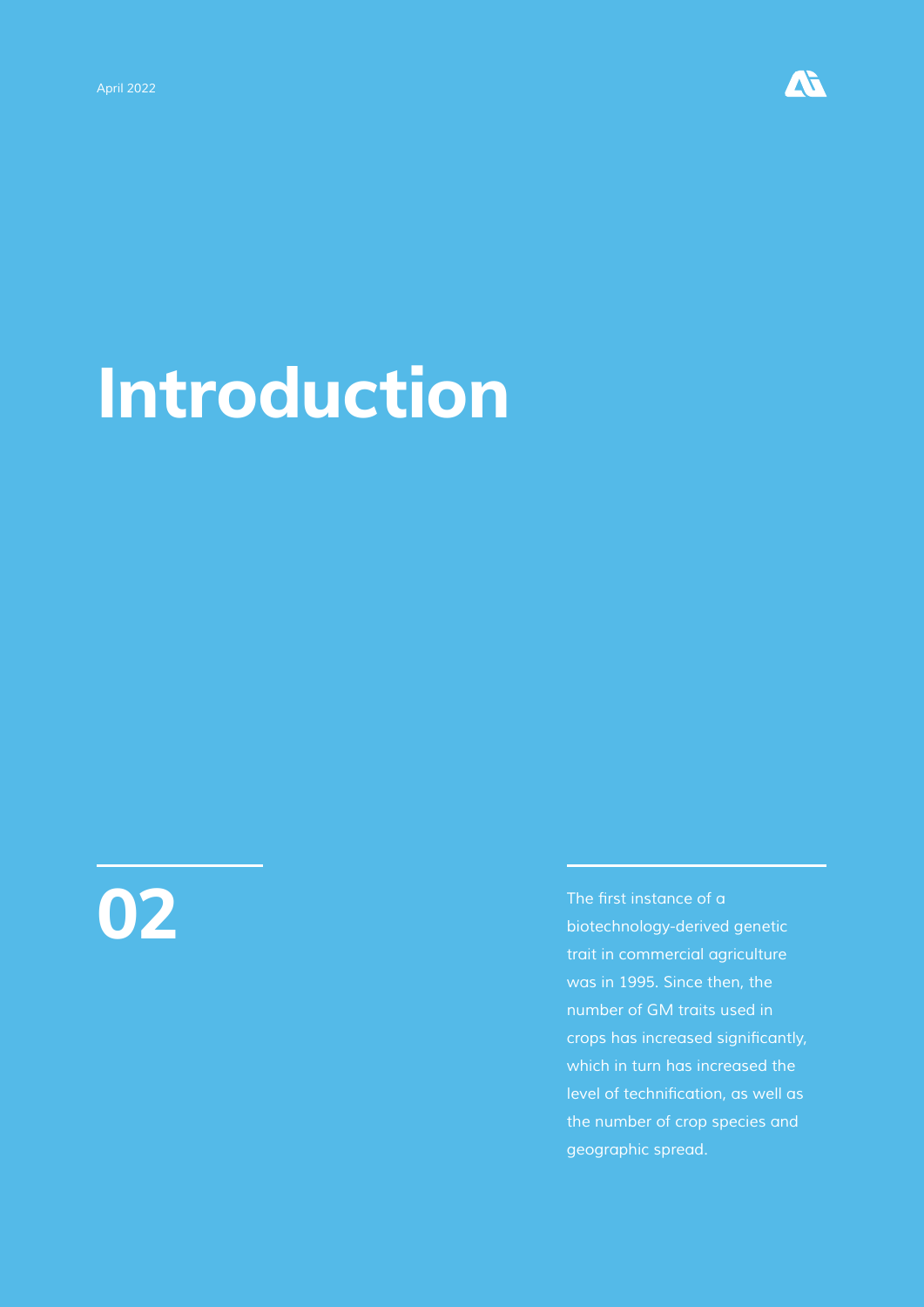# Introduction

## 02

The first instance of a biotechnology-derived genetic trait in commercial agriculture was in 1995. Since then, the number of GM traits used in crops has increased significantly, which in turn has increased the level of technification, as well as the number of crop species and geographic spread.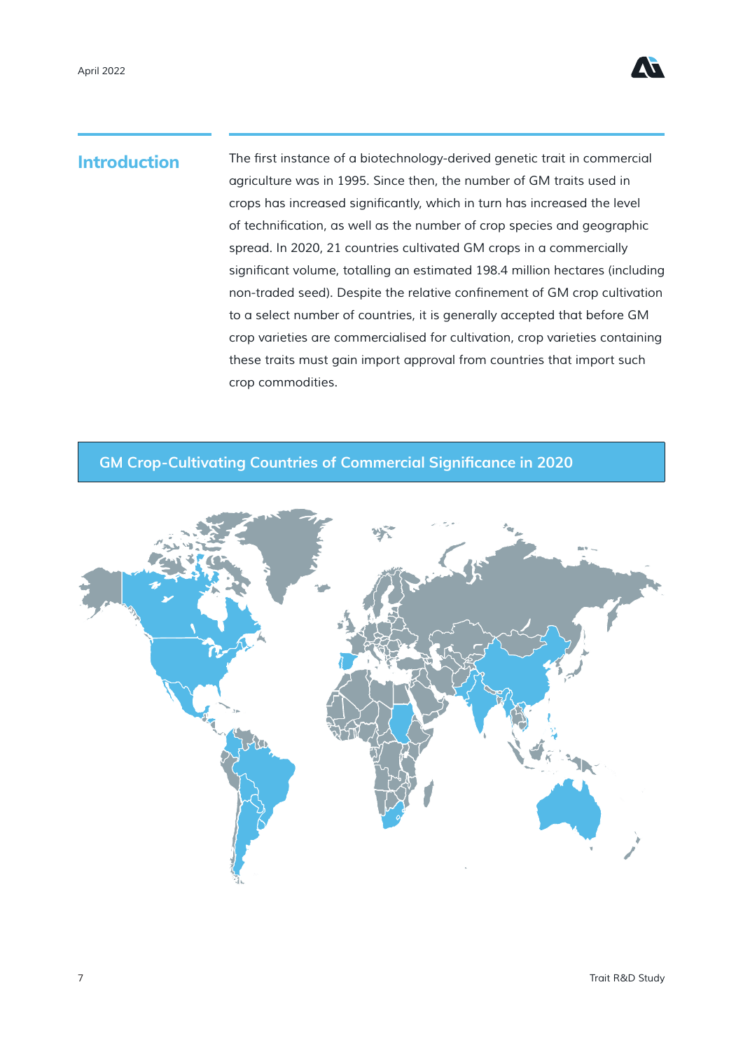## Introduction

The first instance of a biotechnology-derived genetic trait in commercial agriculture was in 1995. Since then, the number of GM traits used in crops has increased significantly, which in turn has increased the level of technification, as well as the number of crop species and geographic spread. In 2020, 21 countries cultivated GM crops in a commercially significant volume, totalling an estimated 198.4 million hectares (including non-traded seed). Despite the relative confinement of GM crop cultivation to a select number of countries, it is generally accepted that before GM crop varieties are commercialised for cultivation, crop varieties containing these traits must gain import approval from countries that import such crop commodities.

### GM Crop-Cultivating Countries of Commercial Significance in 2020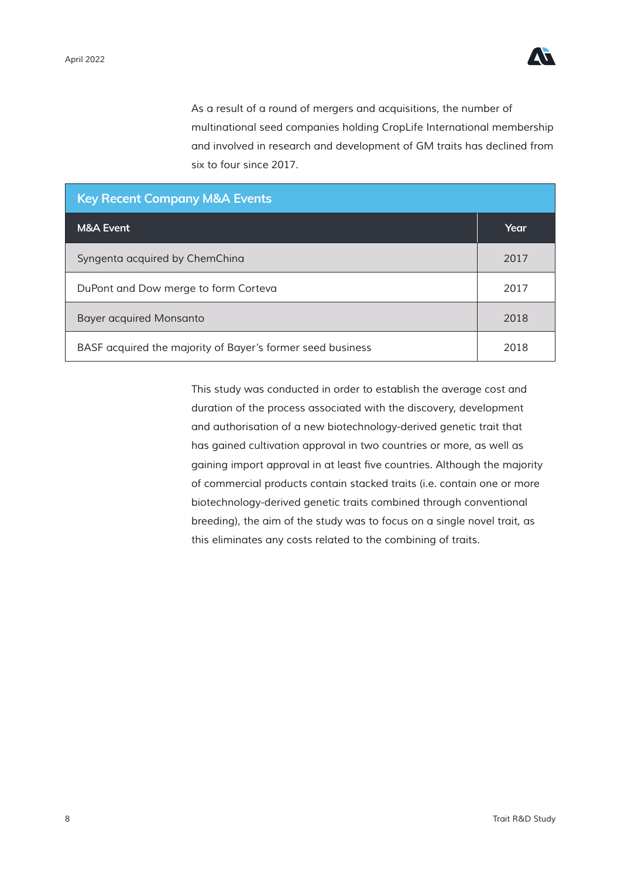As a result of a round of mergers and acquisitions, the number of multinational seed companies holding CropLife International membership and involved in research and development of GM traits has declined from six to four since 2017.

**Key Recent Company M&A Events**

| M&A Event | Year |
|---|---|
| Syngenta acquired by ChemChina | 2017 |
| DuPont and Dow merge to form Corteva | 2017 |
| Bayer acquired Monsanto | 2018 |
| BASF acquired the majority of Bayer's former seed business | 2018 |

This study was conducted in order to establish the average cost and duration of the process associated with the discovery, development and authorisation of a new biotechnology-derived genetic trait that has gained cultivation approval in two countries or more, as well as gaining import approval in at least five countries. Although the majority of commercial products contain stacked traits (i.e. contain one or more biotechnology-derived genetic traits combined through conventional breeding), the aim of the study was to focus on a single novel trait, as this eliminates any costs related to the combining of traits.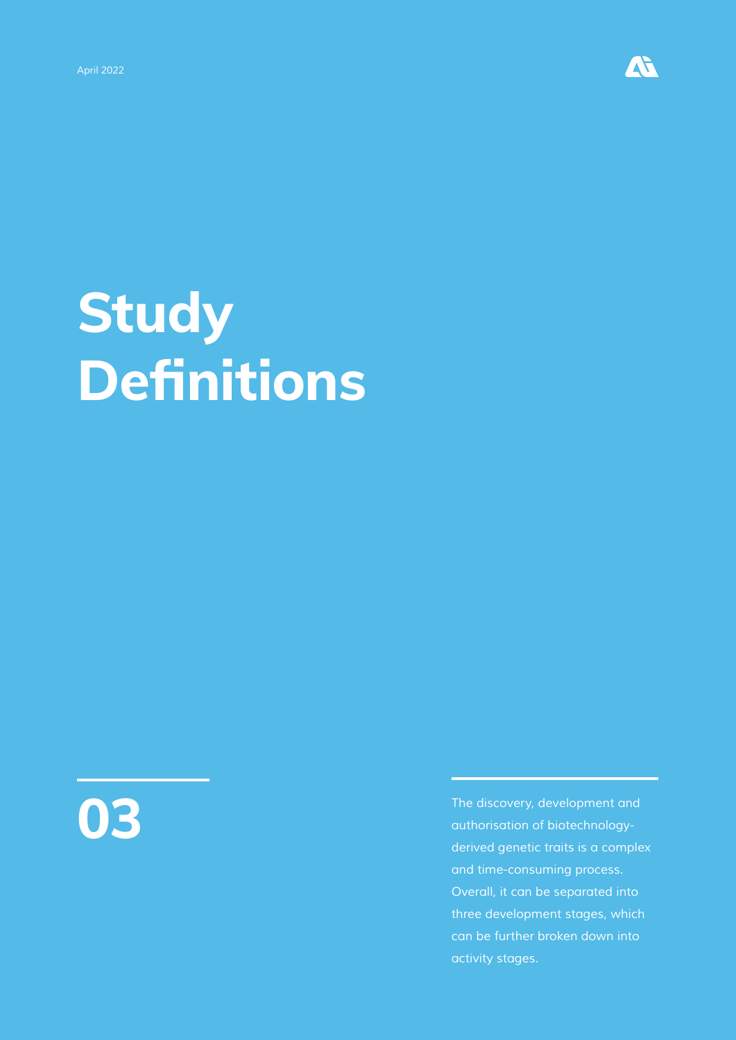# Study Definitions

## 03

The discovery, development and authorisation of biotechnology-derived genetic traits is a complex and time-consuming process. Overall, it can be separated into three development stages, which can be further broken down into activity stages.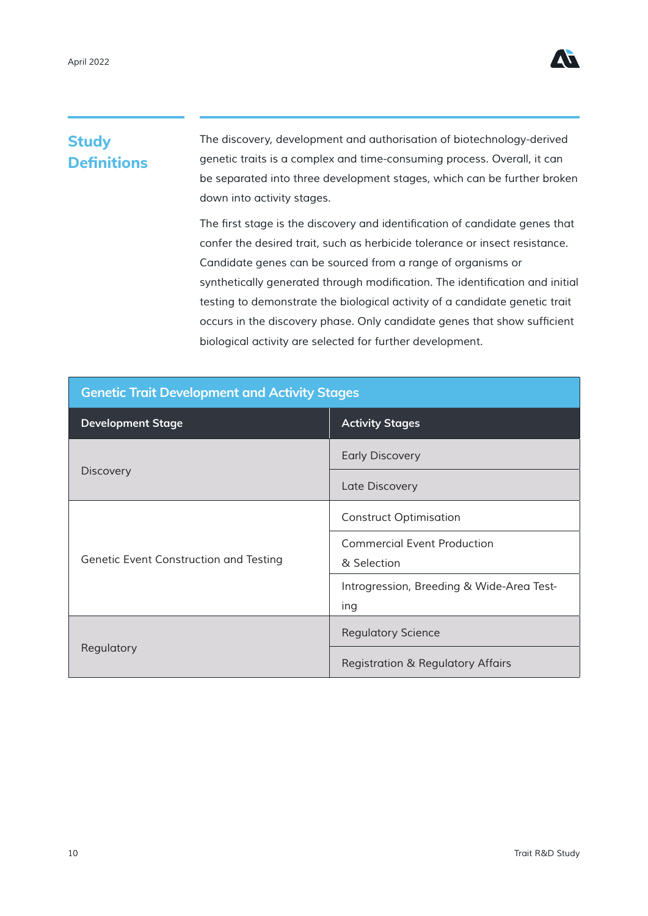## Study Definitions

The discovery, development and authorisation of biotechnology-derived genetic traits is a complex and time-consuming process. Overall, it can be separated into three development stages, which can be further broken down into activity stages.

The first stage is the discovery and identification of candidate genes that confer the desired trait, such as herbicide tolerance or insect resistance. Candidate genes can be sourced from a range of organisms or synthetically generated through modification. The identification and initial testing to demonstrate the biological activity of a candidate genetic trait occurs in the discovery phase. Only candidate genes that show sufficient biological activity are selected for further development.

**Genetic Trait Development and Activity Stages**

| Development Stage | Activity Stages |
|---|---|
| Discovery | Early Discovery |
| | Late Discovery |
| Genetic Event Construction and Testing | Construct Optimisation |
| | Commercial Event Production & Selection |
| | Introgression, Breeding & Wide-Area Testing |
| Regulatory | Regulatory Science |
| | Registration & Regulatory Affairs |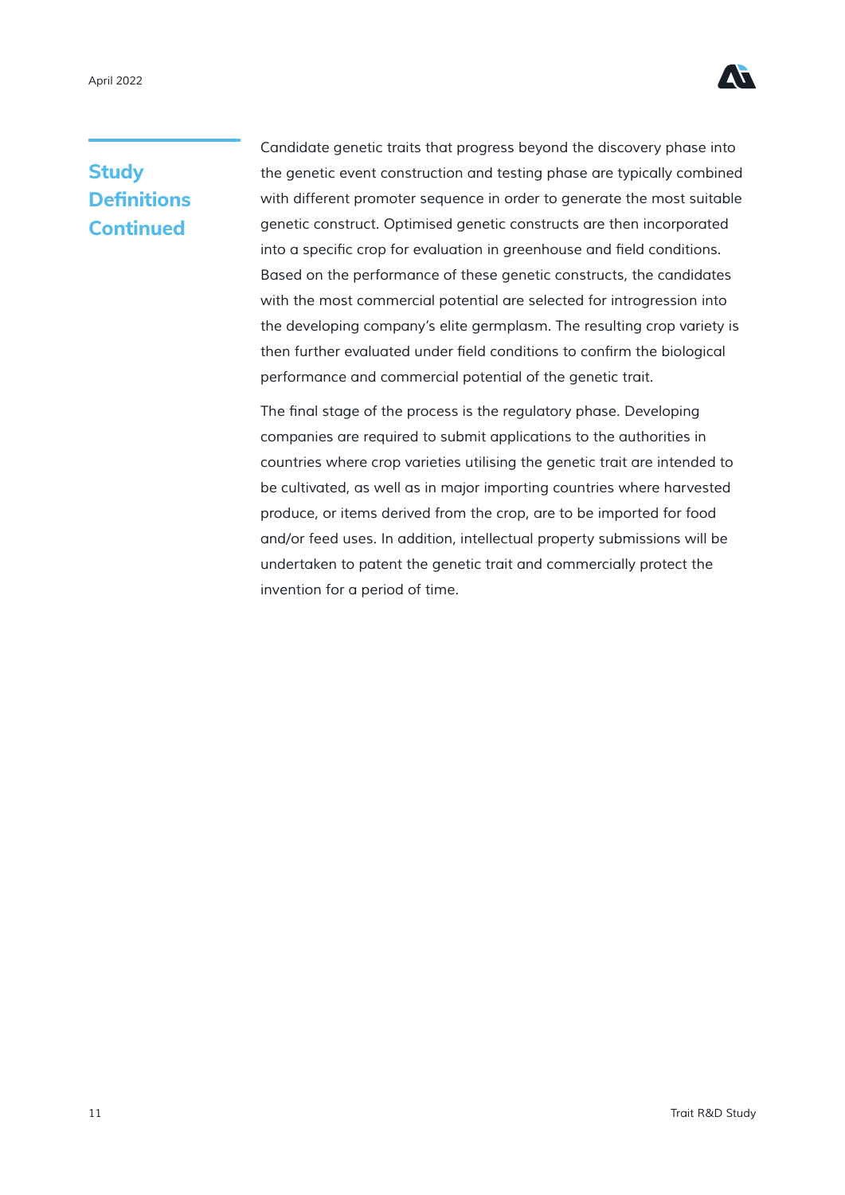## Study Definitions Continued

Candidate genetic traits that progress beyond the discovery phase into the genetic event construction and testing phase are typically combined with different promoter sequence in order to generate the most suitable genetic construct. Optimised genetic constructs are then incorporated into a specific crop for evaluation in greenhouse and field conditions. Based on the performance of these genetic constructs, the candidates with the most commercial potential are selected for introgression into the developing company's elite germplasm. The resulting crop variety is then further evaluated under field conditions to confirm the biological performance and commercial potential of the genetic trait.

The final stage of the process is the regulatory phase. Developing companies are required to submit applications to the authorities in countries where crop varieties utilising the genetic trait are intended to be cultivated, as well as in major importing countries where harvested produce, or items derived from the crop, are to be imported for food and/or feed uses. In addition, intellectual property submissions will be undertaken to patent the genetic trait and commercially protect the invention for a period of time.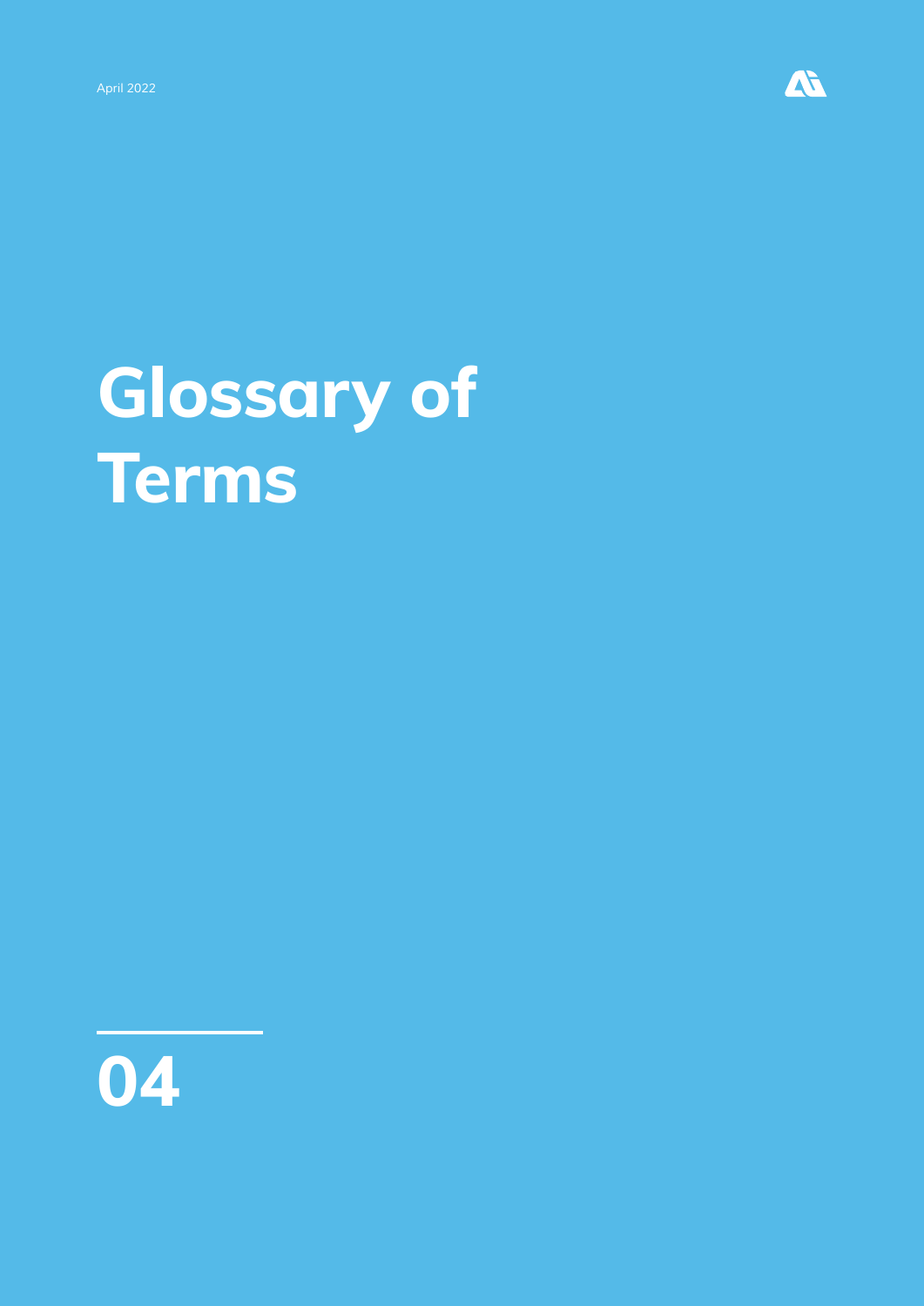# Glossary of Terms

04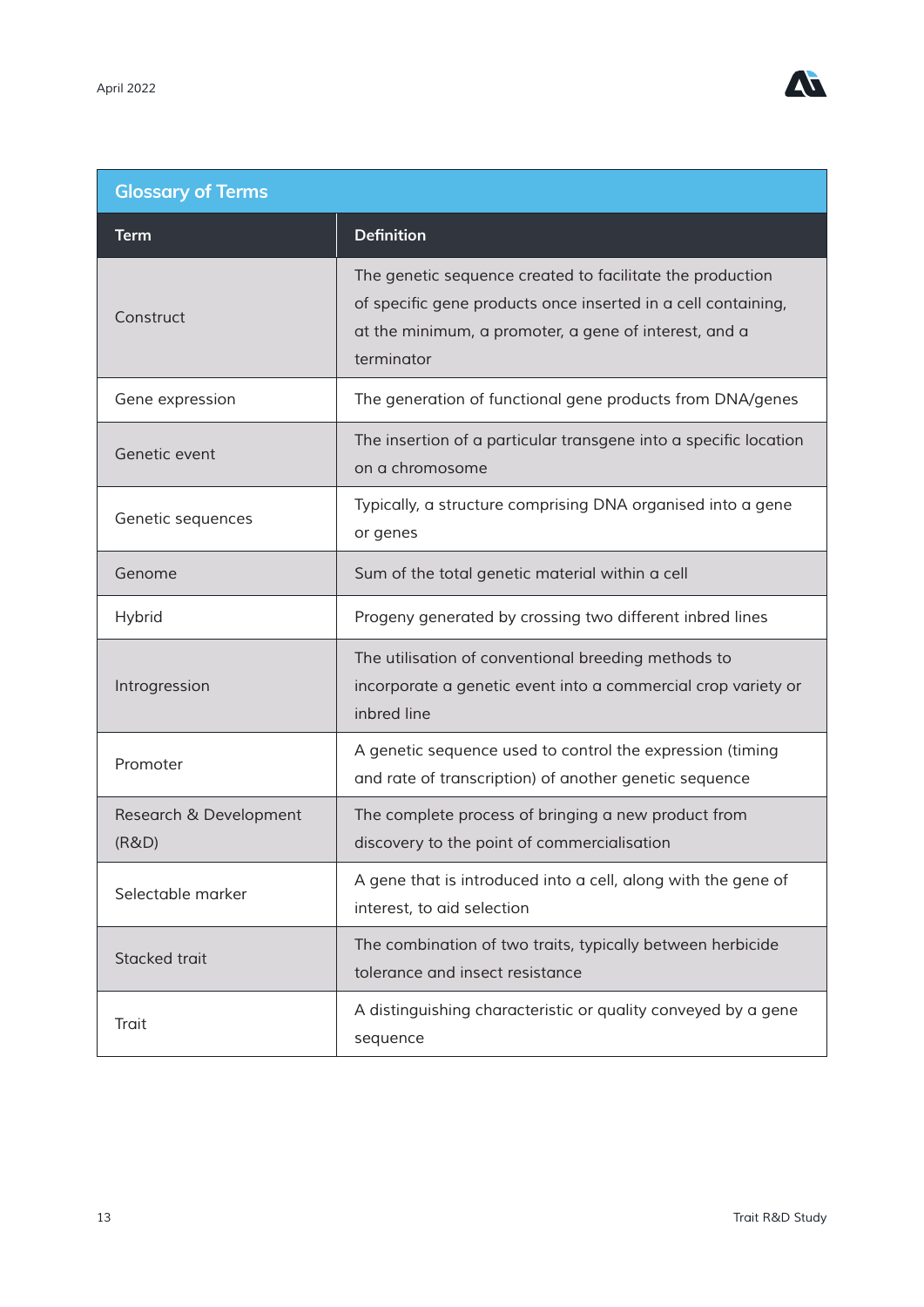## Glossary of Terms

| Term | Definition |
| --- | --- |
| Construct | The genetic sequence created to facilitate the production of specific gene products once inserted in a cell containing, at the minimum, a promoter, a gene of interest, and a terminator |
| Gene expression | The generation of functional gene products from DNA/genes |
| Genetic event | The insertion of a particular transgene into a specific location on a chromosome |
| Genetic sequences | Typically, a structure comprising DNA organised into a gene or genes |
| Genome | Sum of the total genetic material within a cell |
| Hybrid | Progeny generated by crossing two different inbred lines |
| Introgression | The utilisation of conventional breeding methods to incorporate a genetic event into a commercial crop variety or inbred line |
| Promoter | A genetic sequence used to control the expression (timing and rate of transcription) of another genetic sequence |
| Research & Development (R&D) | The complete process of bringing a new product from discovery to the point of commercialisation |
| Selectable marker | A gene that is introduced into a cell, along with the gene of interest, to aid selection |
| Stacked trait | The combination of two traits, typically between herbicide tolerance and insect resistance |
| Trait | A distinguishing characteristic or quality conveyed by a gene sequence |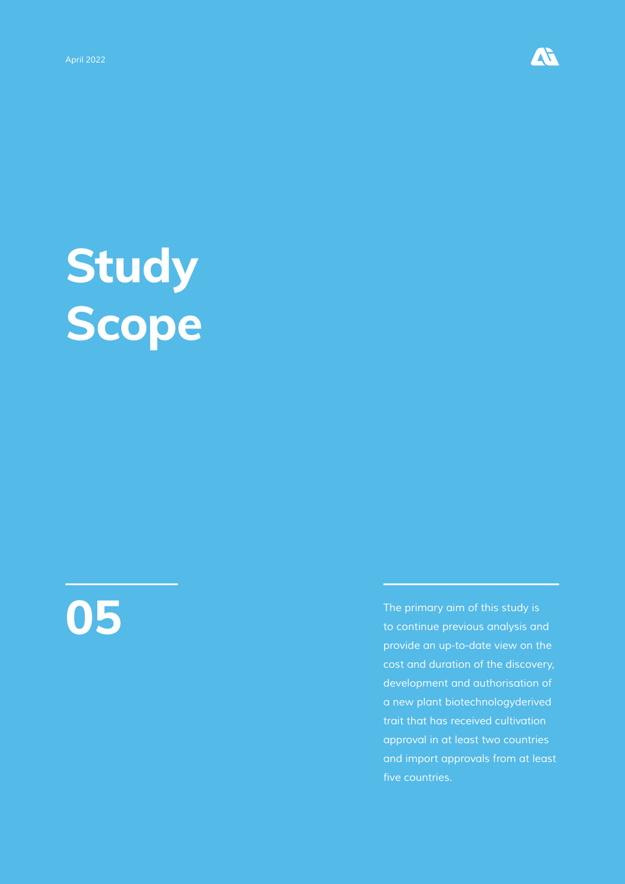# Study Scope

## 05

The primary aim of this study is to continue previous analysis and provide an up-to-date view on the cost and duration of the discovery, development and authorisation of a new plant biotechnologyderived trait that has received cultivation approval in at least two countries and import approvals from at least five countries.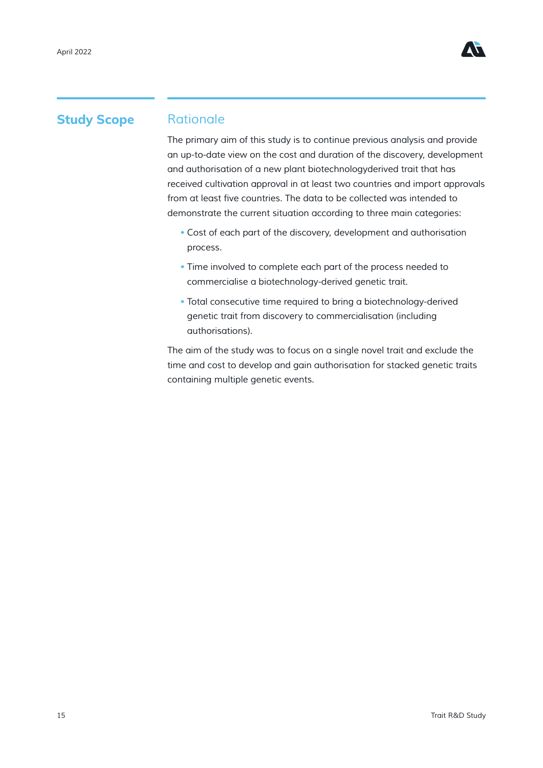## Study Scope

### Rationale

The primary aim of this study is to continue previous analysis and provide an up-to-date view on the cost and duration of the discovery, development and authorisation of a new plant biotechnologyderived trait that has received cultivation approval in at least two countries and import approvals from at least five countries. The data to be collected was intended to demonstrate the current situation according to three main categories:

- Cost of each part of the discovery, development and authorisation process.
- Time involved to complete each part of the process needed to commercialise a biotechnology-derived genetic trait.
- Total consecutive time required to bring a biotechnology-derived genetic trait from discovery to commercialisation (including authorisations).

The aim of the study was to focus on a single novel trait and exclude the time and cost to develop and gain authorisation for stacked genetic traits containing multiple genetic events.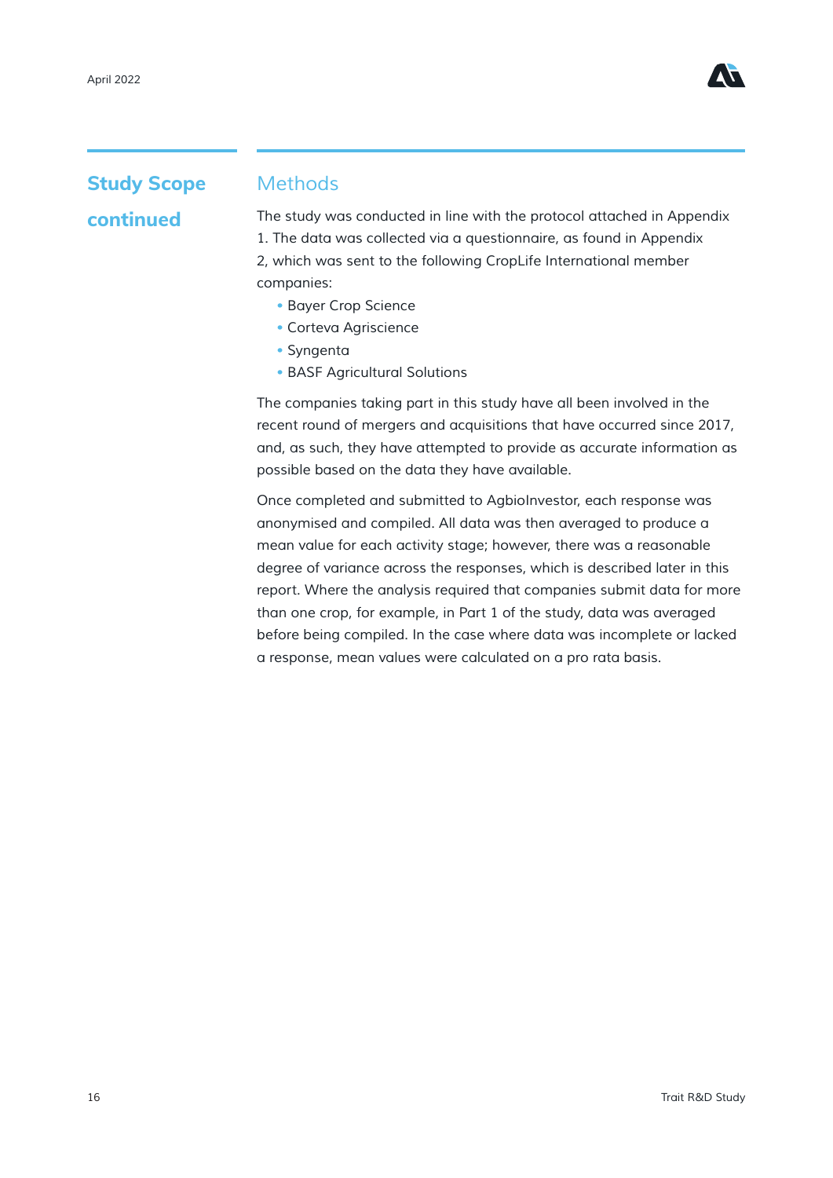## Study Scope continued

### Methods

The study was conducted in line with the protocol attached in Appendix 1. The data was collected via a questionnaire, as found in Appendix 2, which was sent to the following CropLife International member companies:

- Bayer Crop Science
- Corteva Agriscience
- Syngenta
- BASF Agricultural Solutions

The companies taking part in this study have all been involved in the recent round of mergers and acquisitions that have occurred since 2017, and, as such, they have attempted to provide as accurate information as possible based on the data they have available.

Once completed and submitted to AgbioInvestor, each response was anonymised and compiled. All data was then averaged to produce a mean value for each activity stage; however, there was a reasonable degree of variance across the responses, which is described later in this report. Where the analysis required that companies submit data for more than one crop, for example, in Part 1 of the study, data was averaged before being compiled. In the case where data was incomplete or lacked a response, mean values were calculated on a pro rata basis.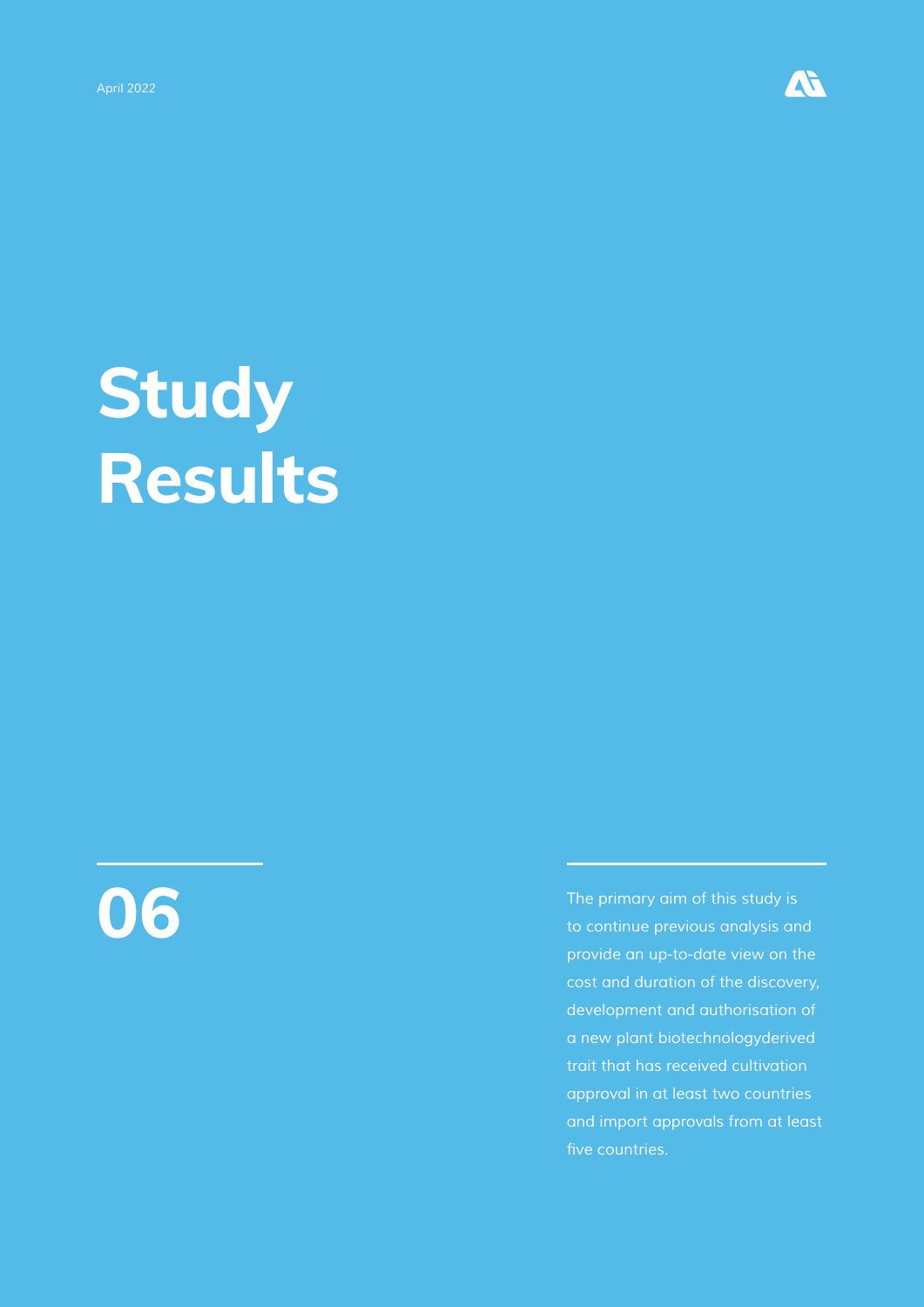# Study Results

## 06

The primary aim of this study is to continue previous analysis and provide an up-to-date view on the cost and duration of the discovery, development and authorisation of a new plant biotechnologyderived trait that has received cultivation approval in at least two countries and import approvals from at least five countries.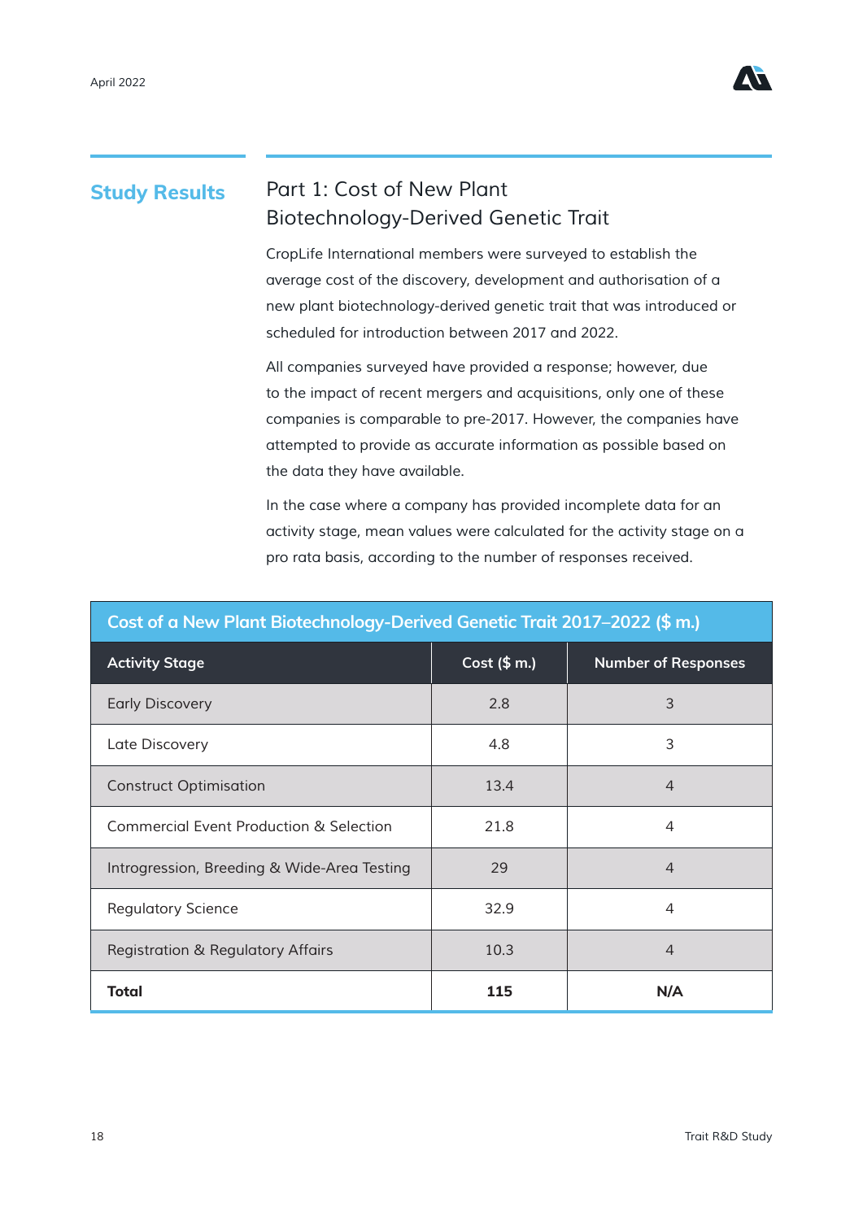## Study Results

### Part 1: Cost of New Plant Biotechnology-Derived Genetic Trait

CropLife International members were surveyed to establish the average cost of the discovery, development and authorisation of a new plant biotechnology-derived genetic trait that was introduced or scheduled for introduction between 2017 and 2022.

All companies surveyed have provided a response; however, due to the impact of recent mergers and acquisitions, only one of these companies is comparable to pre-2017. However, the companies have attempted to provide as accurate information as possible based on the data they have available.

In the case where a company has provided incomplete data for an activity stage, mean values were calculated for the activity stage on a pro rata basis, according to the number of responses received.

**Cost of a New Plant Biotechnology-Derived Genetic Trait 2017–2022 ($ m.)**

| Activity Stage | Cost ($ m.) | Number of Responses |
|---|---|---|
| Early Discovery | 2.8 | 3 |
| Late Discovery | 4.8 | 3 |
| Construct Optimisation | 13.4 | 4 |
| Commercial Event Production & Selection | 21.8 | 4 |
| Introgression, Breeding & Wide-Area Testing | 29 | 4 |
| Regulatory Science | 32.9 | 4 |
| Registration & Regulatory Affairs | 10.3 | 4 |
| **Total** | **115** | **N/A** |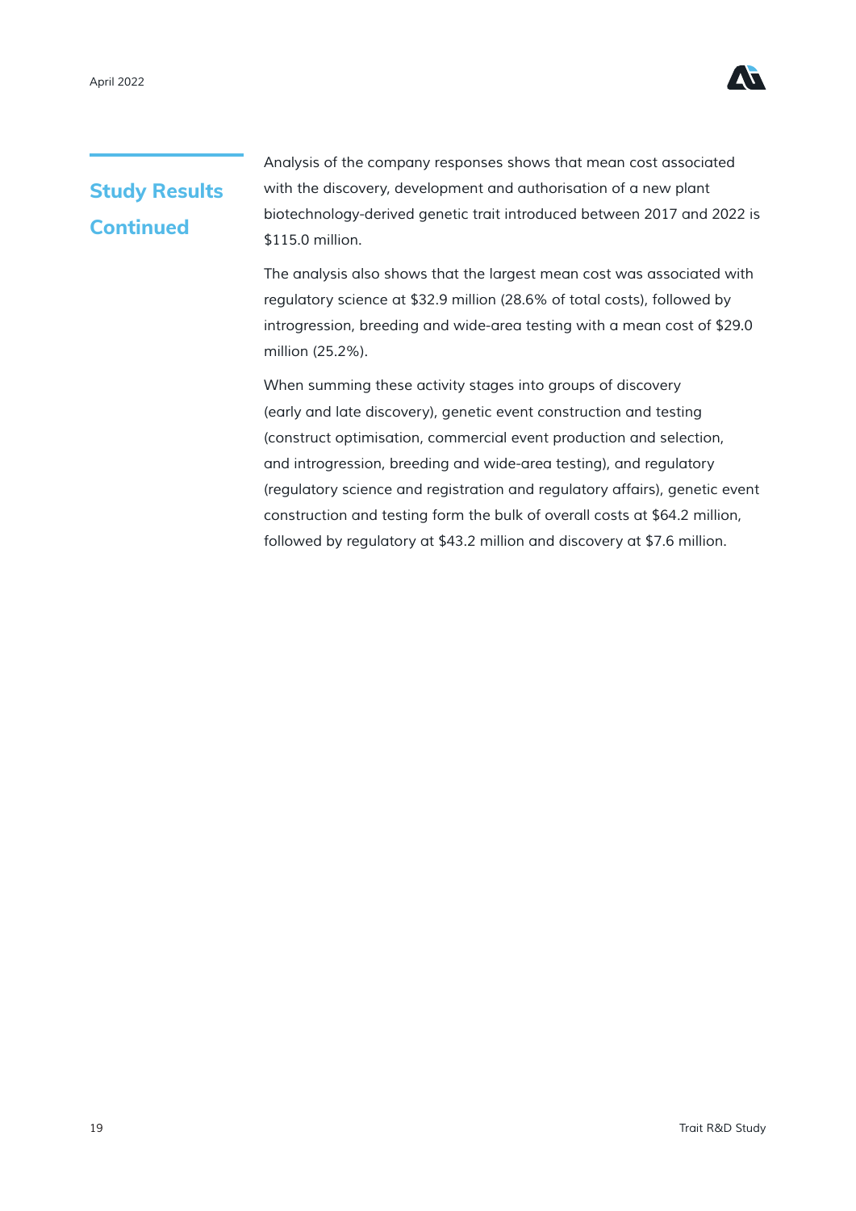## Study Results Continued

Analysis of the company responses shows that mean cost associated with the discovery, development and authorisation of a new plant biotechnology-derived genetic trait introduced between 2017 and 2022 is $115.0 million.

The analysis also shows that the largest mean cost was associated with regulatory science at $32.9 million (28.6% of total costs), followed by introgression, breeding and wide-area testing with a mean cost of $29.0 million (25.2%).

When summing these activity stages into groups of discovery (early and late discovery), genetic event construction and testing (construct optimisation, commercial event production and selection, and introgression, breeding and wide-area testing), and regulatory (regulatory science and registration and regulatory affairs), genetic event construction and testing form the bulk of overall costs at $64.2 million, followed by regulatory at $43.2 million and discovery at $7.6 million.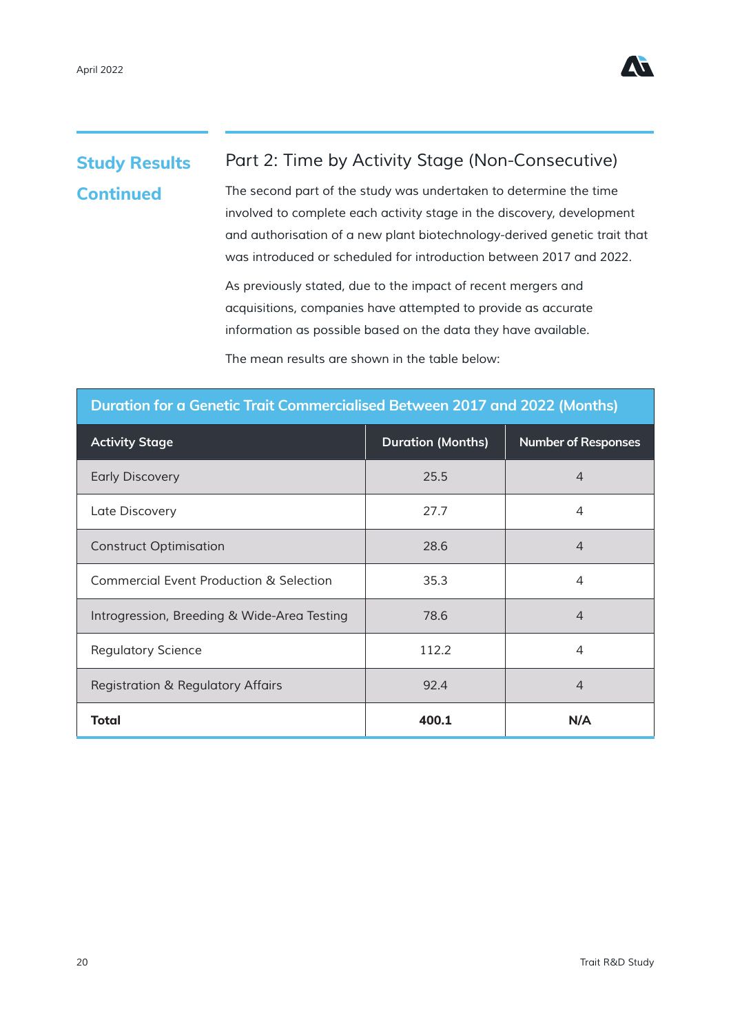## Study Results Continued

### Part 2: Time by Activity Stage (Non-Consecutive)

The second part of the study was undertaken to determine the time involved to complete each activity stage in the discovery, development and authorisation of a new plant biotechnology-derived genetic trait that was introduced or scheduled for introduction between 2017 and 2022.

As previously stated, due to the impact of recent mergers and acquisitions, companies have attempted to provide as accurate information as possible based on the data they have available.

The mean results are shown in the table below:

**Duration for a Genetic Trait Commercialised Between 2017 and 2022 (Months)**

| Activity Stage | Duration (Months) | Number of Responses |
|---|---|---|
| Early Discovery | 25.5 | 4 |
| Late Discovery | 27.7 | 4 |
| Construct Optimisation | 28.6 | 4 |
| Commercial Event Production & Selection | 35.3 | 4 |
| Introgression, Breeding & Wide-Area Testing | 78.6 | 4 |
| Regulatory Science | 112.2 | 4 |
| Registration & Regulatory Affairs | 92.4 | 4 |
| **Total** | **400.1** | **N/A** |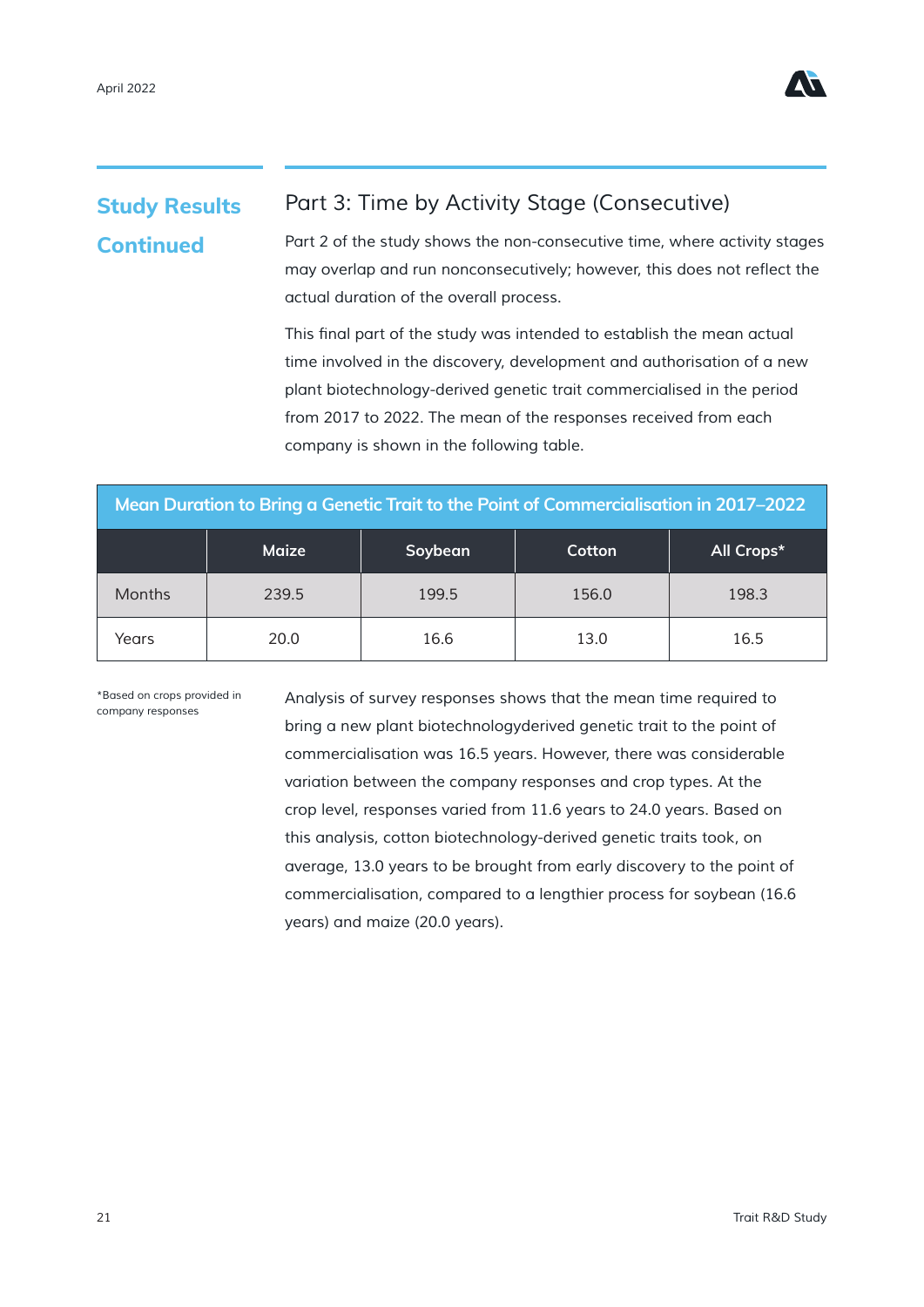## Study Results Continued

### Part 3: Time by Activity Stage (Consecutive)

Part 2 of the study shows the non-consecutive time, where activity stages may overlap and run nonconsecutively; however, this does not reflect the actual duration of the overall process.

This final part of the study was intended to establish the mean actual time involved in the discovery, development and authorisation of a new plant biotechnology-derived genetic trait commercialised in the period from 2017 to 2022. The mean of the responses received from each company is shown in the following table.

**Mean Duration to Bring a Genetic Trait to the Point of Commercialisation in 2017–2022**

| | Maize | Soybean | Cotton | All Crops* |
|---|---|---|---|---|
| Months | 239.5 | 199.5 | 156.0 | 198.3 |
| Years | 20.0 | 16.6 | 13.0 | 16.5 |

*Based on crops provided in company responses

Analysis of survey responses shows that the mean time required to bring a new plant biotechnologyderived genetic trait to the point of commercialisation was 16.5 years. However, there was considerable variation between the company responses and crop types. At the crop level, responses varied from 11.6 years to 24.0 years. Based on this analysis, cotton biotechnology-derived genetic traits took, on average, 13.0 years to be brought from early discovery to the point of commercialisation, compared to a lengthier process for soybean (16.6 years) and maize (20.0 years).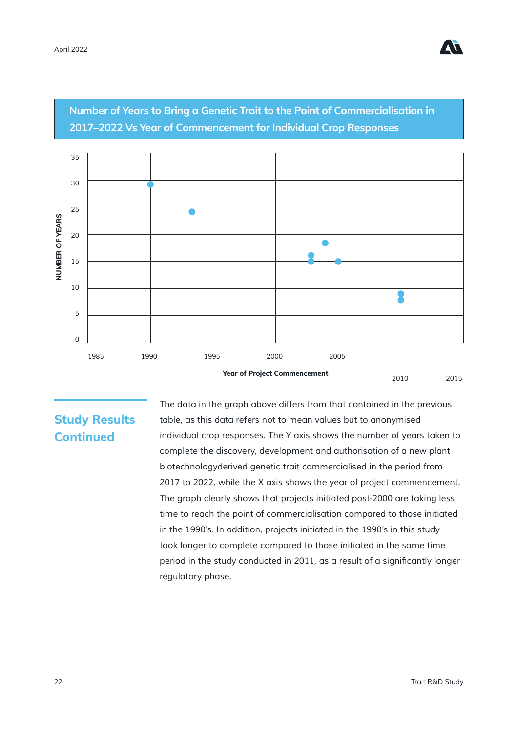## Number of Years to Bring a Genetic Trait to the Point of Commercialisation in 2017–2022 Vs Year of Commencement for Individual Crop Responses

NUMBER OF YEARS

35
30
25
20
15
10
5
0

1985 1990 1995 2000 2005 2010 2015

Year of Project Commencement

## Study Results Continued

The data in the graph above differs from that contained in the previous table, as this data refers not to mean values but to anonymised individual crop responses. The Y axis shows the number of years taken to complete the discovery, development and authorisation of a new plant biotechnologyderived genetic trait commercialised in the period from 2017 to 2022, while the X axis shows the year of project commencement. The graph clearly shows that projects initiated post-2000 are taking less time to reach the point of commercialisation compared to those initiated in the 1990's. In addition, projects initiated in the 1990's in this study took longer to complete compared to those initiated in the same time period in the study conducted in 2011, as a result of a significantly longer regulatory phase.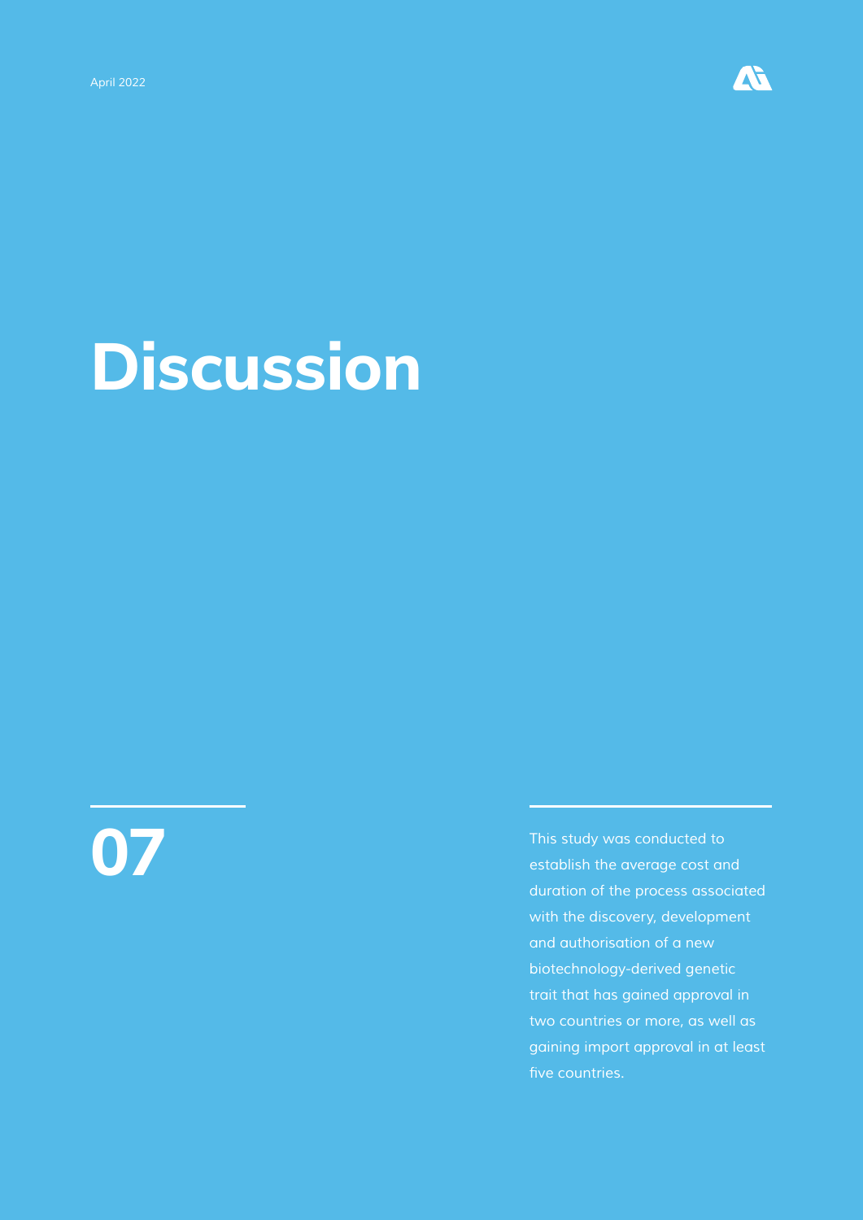# Discussion

## 07

This study was conducted to establish the average cost and duration of the process associated with the discovery, development and authorisation of a new biotechnology-derived genetic trait that has gained approval in two countries or more, as well as gaining import approval in at least five countries.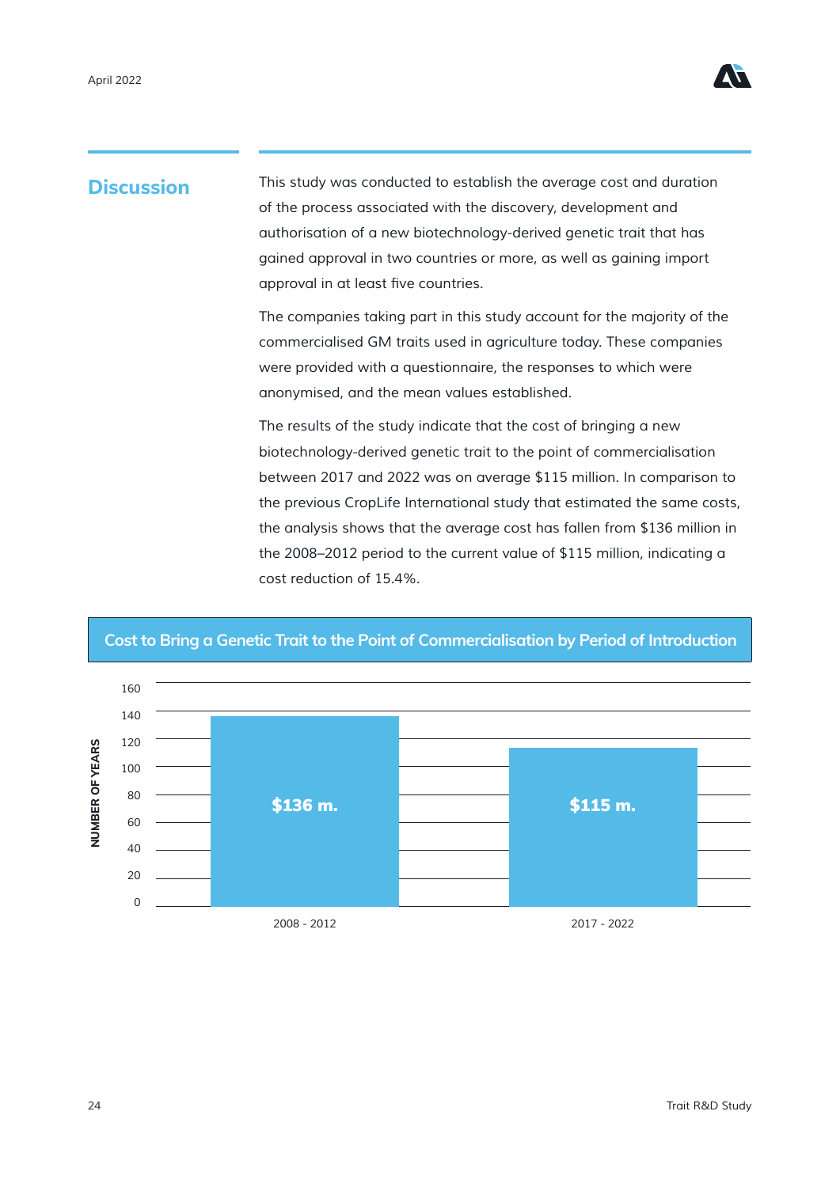## Discussion

This study was conducted to establish the average cost and duration of the process associated with the discovery, development and authorisation of a new biotechnology-derived genetic trait that has gained approval in two countries or more, as well as gaining import approval in at least five countries.

The companies taking part in this study account for the majority of the commercialised GM traits used in agriculture today. These companies were provided with a questionnaire, the responses to which were anonymised, and the mean values established.

The results of the study indicate that the cost of bringing a new biotechnology-derived genetic trait to the point of commercialisation between 2017 and 2022 was on average $115 million. In comparison to the previous CropLife International study that estimated the same costs, the analysis shows that the average cost has fallen from $136 million in the 2008–2012 period to the current value of $115 million, indicating a cost reduction of 15.4%.

**Cost to Bring a Genetic Trait to the Point of Commercialisation by Period of Introduction**

| Period | NUMBER OF YEARS |
|---|---|
| 2008 - 2012 | $136 m. |
| 2017 - 2022 | $115 m. |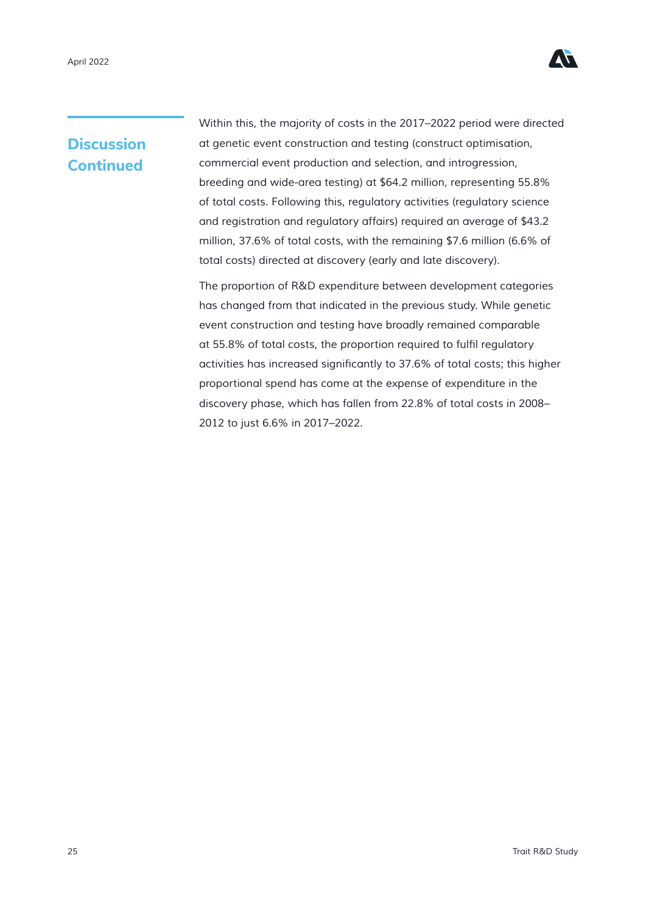## Discussion Continued

Within this, the majority of costs in the 2017–2022 period were directed at genetic event construction and testing (construct optimisation, commercial event production and selection, and introgression, breeding and wide-area testing) at $64.2 million, representing 55.8% of total costs. Following this, regulatory activities (regulatory science and registration and regulatory affairs) required an average of $43.2 million, 37.6% of total costs, with the remaining $7.6 million (6.6% of total costs) directed at discovery (early and late discovery).

The proportion of R&D expenditure between development categories has changed from that indicated in the previous study. While genetic event construction and testing have broadly remained comparable at 55.8% of total costs, the proportion required to fulfil regulatory activities has increased significantly to 37.6% of total costs; this higher proportional spend has come at the expense of expenditure in the discovery phase, which has fallen from 22.8% of total costs in 2008–2012 to just 6.6% in 2017–2022.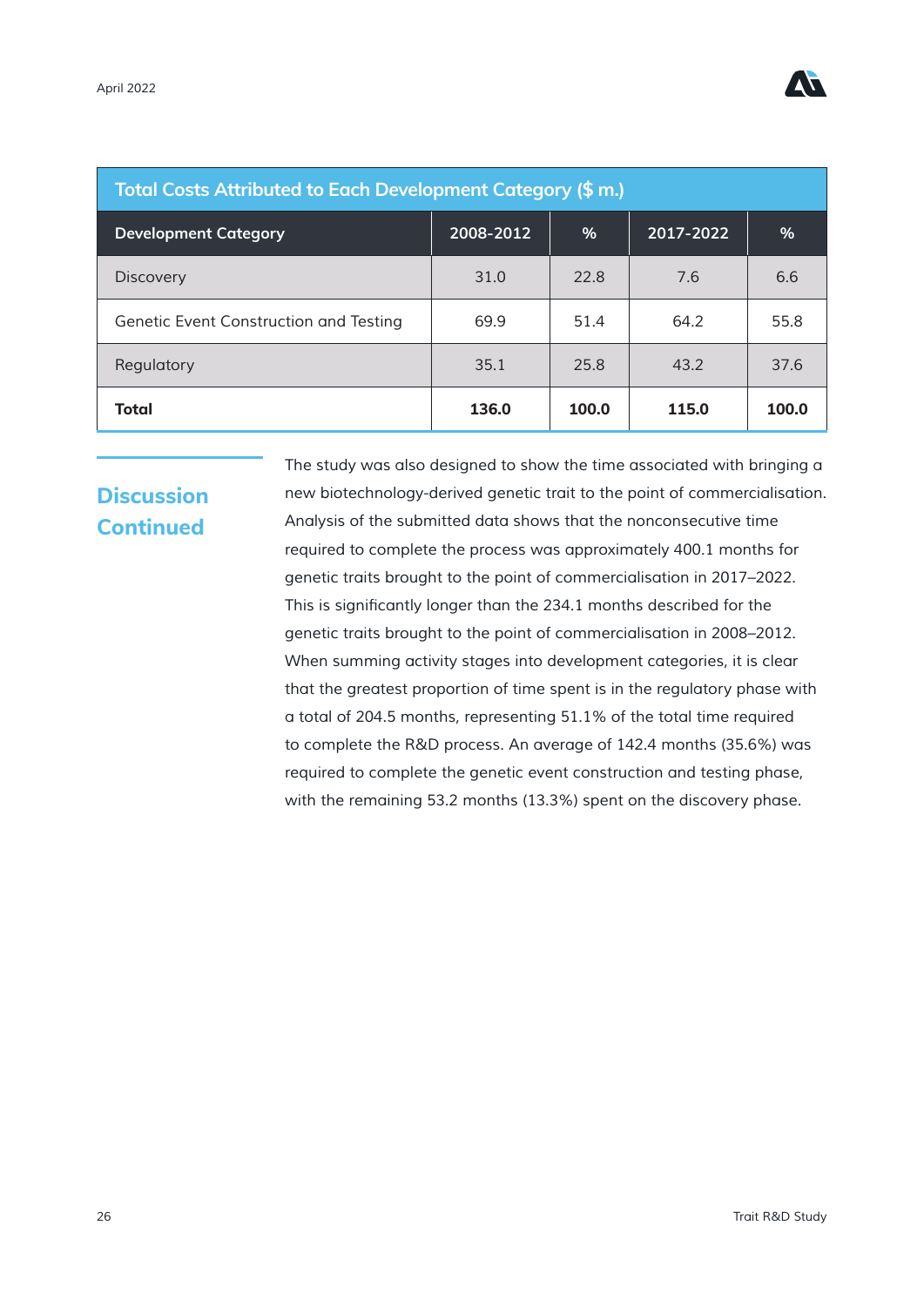| Total Costs Attributed to Each Development Category ($ m.) | | | | |
|---|---|---|---|---|
| **Development Category** | **2008-2012** | **%** | **2017-2022** | **%** |
| Discovery | 31.0 | 22.8 | 7.6 | 6.6 |
| Genetic Event Construction and Testing | 69.9 | 51.4 | 64.2 | 55.8 |
| Regulatory | 35.1 | 25.8 | 43.2 | 37.6 |
| **Total** | **136.0** | **100.0** | **115.0** | **100.0** |

## Discussion Continued

The study was also designed to show the time associated with bringing a new biotechnology-derived genetic trait to the point of commercialisation. Analysis of the submitted data shows that the nonconsecutive time required to complete the process was approximately 400.1 months for genetic traits brought to the point of commercialisation in 2017–2022. This is significantly longer than the 234.1 months described for the genetic traits brought to the point of commercialisation in 2008–2012. When summing activity stages into development categories, it is clear that the greatest proportion of time spent is in the regulatory phase with a total of 204.5 months, representing 51.1% of the total time required to complete the R&D process. An average of 142.4 months (35.6%) was required to complete the genetic event construction and testing phase, with the remaining 53.2 months (13.3%) spent on the discovery phase.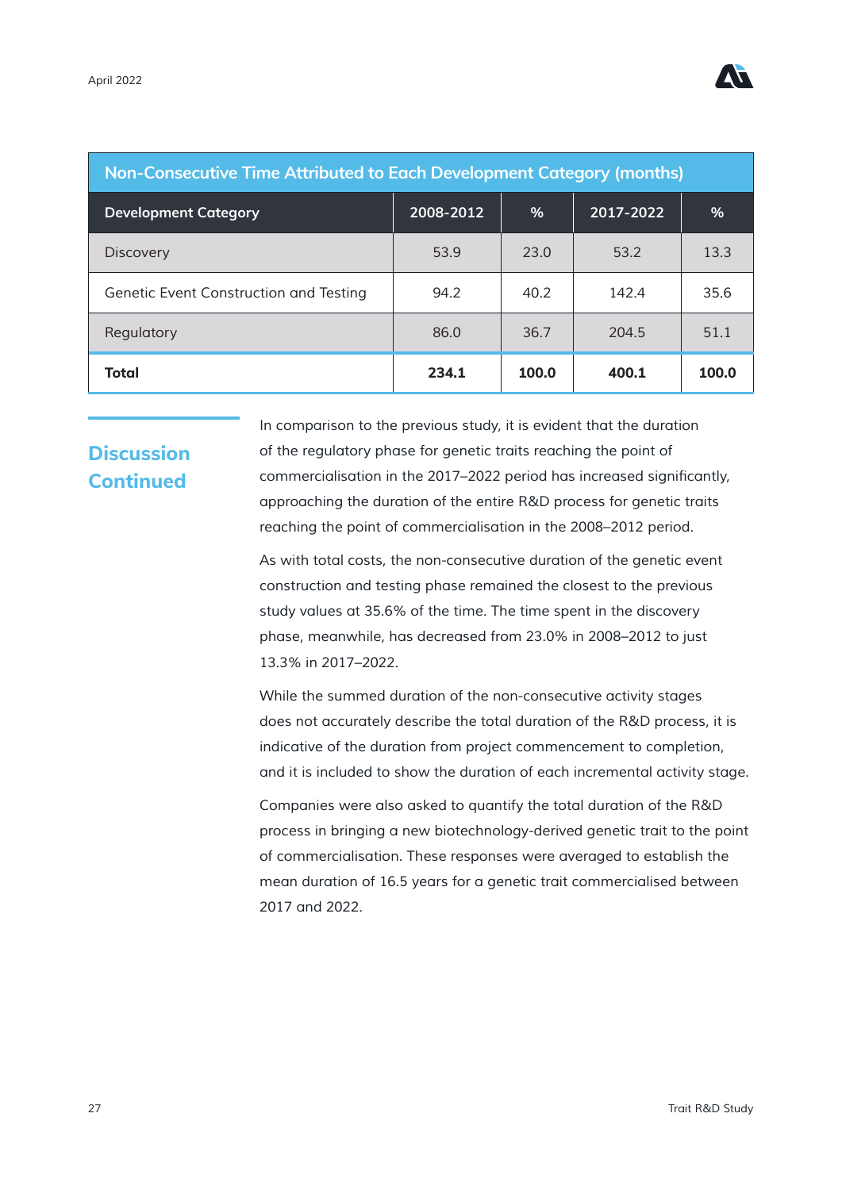**Non-Consecutive Time Attributed to Each Development Category (months)**

| Development Category | 2008-2012 | % | 2017-2022 | % |
|---|---|---|---|---|
| Discovery | 53.9 | 23.0 | 53.2 | 13.3 |
| Genetic Event Construction and Testing | 94.2 | 40.2 | 142.4 | 35.6 |
| Regulatory | 86.0 | 36.7 | 204.5 | 51.1 |
| **Total** | **234.1** | **100.0** | **400.1** | **100.0** |

## Discussion Continued

In comparison to the previous study, it is evident that the duration of the regulatory phase for genetic traits reaching the point of commercialisation in the 2017–2022 period has increased significantly, approaching the duration of the entire R&D process for genetic traits reaching the point of commercialisation in the 2008–2012 period.

As with total costs, the non-consecutive duration of the genetic event construction and testing phase remained the closest to the previous study values at 35.6% of the time. The time spent in the discovery phase, meanwhile, has decreased from 23.0% in 2008–2012 to just 13.3% in 2017–2022.

While the summed duration of the non-consecutive activity stages does not accurately describe the total duration of the R&D process, it is indicative of the duration from project commencement to completion, and it is included to show the duration of each incremental activity stage.

Companies were also asked to quantify the total duration of the R&D process in bringing a new biotechnology-derived genetic trait to the point of commercialisation. These responses were averaged to establish the mean duration of 16.5 years for a genetic trait commercialised between 2017 and 2022.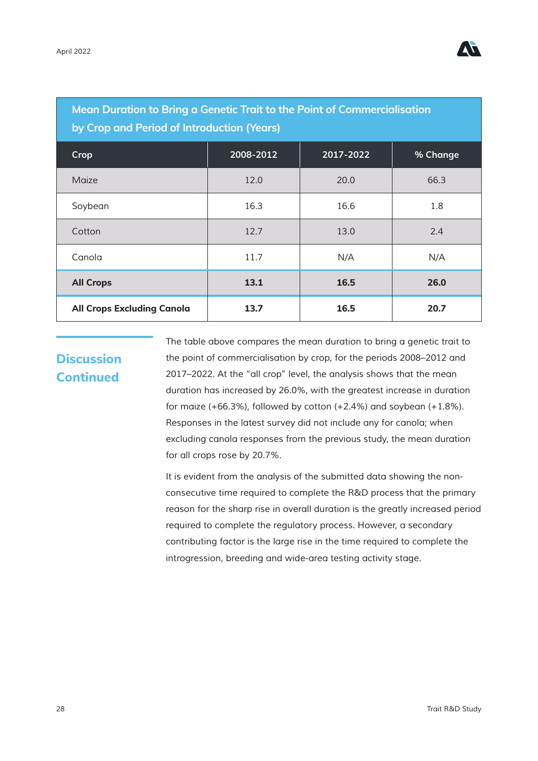**Mean Duration to Bring a Genetic Trait to the Point of Commercialisation by Crop and Period of Introduction (Years)**

| Crop | 2008-2012 | 2017-2022 | % Change |
|---|---|---|---|
| Maize | 12.0 | 20.0 | 66.3 |
| Soybean | 16.3 | 16.6 | 1.8 |
| Cotton | 12.7 | 13.0 | 2.4 |
| Canola | 11.7 | N/A | N/A |
| **All Crops** | **13.1** | **16.5** | **26.0** |
| **All Crops Excluding Canola** | **13.7** | **16.5** | **20.7** |

## Discussion Continued

The table above compares the mean duration to bring a genetic trait to the point of commercialisation by crop, for the periods 2008–2012 and 2017–2022. At the “all crop” level, the analysis shows that the mean duration has increased by 26.0%, with the greatest increase in duration for maize (+66.3%), followed by cotton (+2.4%) and soybean (+1.8%). Responses in the latest survey did not include any for canola; when excluding canola responses from the previous study, the mean duration for all crops rose by 20.7%.

It is evident from the analysis of the submitted data showing the non-consecutive time required to complete the R&D process that the primary reason for the sharp rise in overall duration is the greatly increased period required to complete the regulatory process. However, a secondary contributing factor is the large rise in the time required to complete the introgression, breeding and wide-area testing activity stage.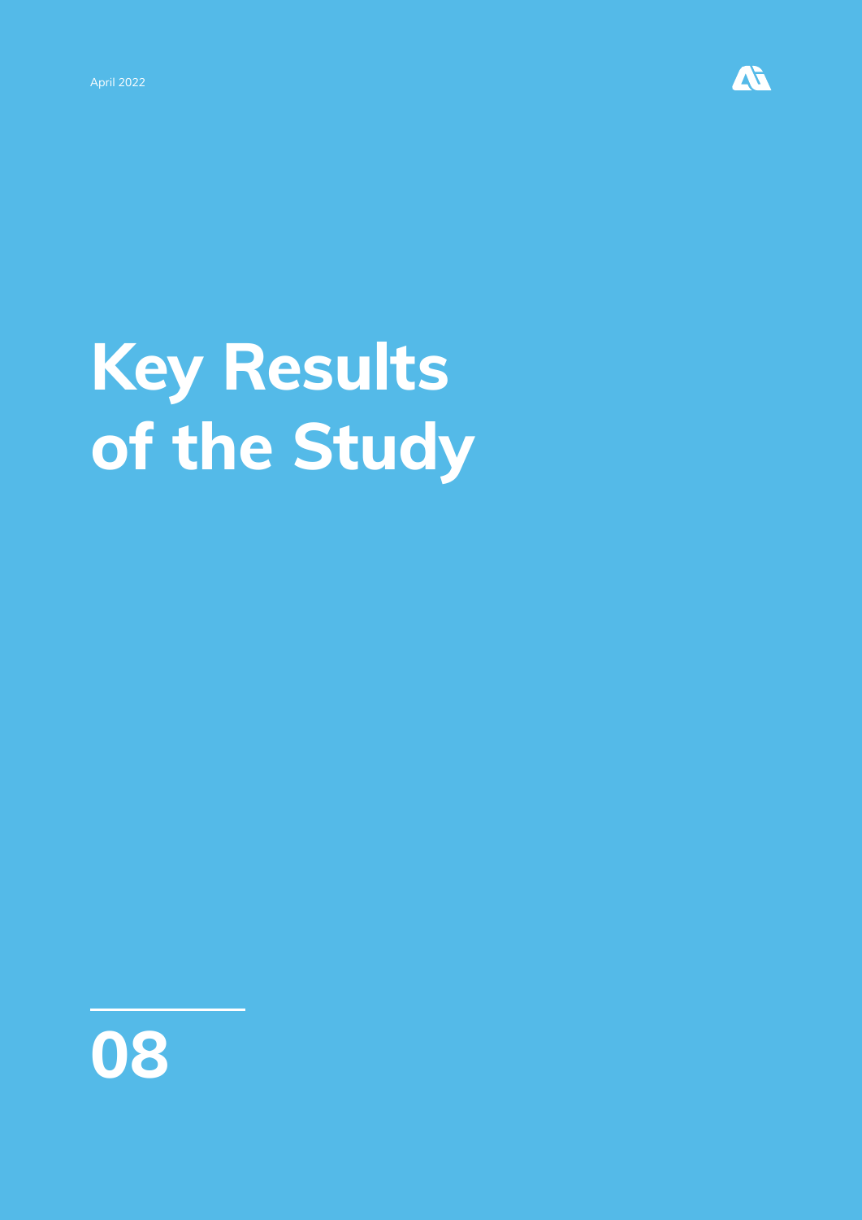# Key Results of the Study

08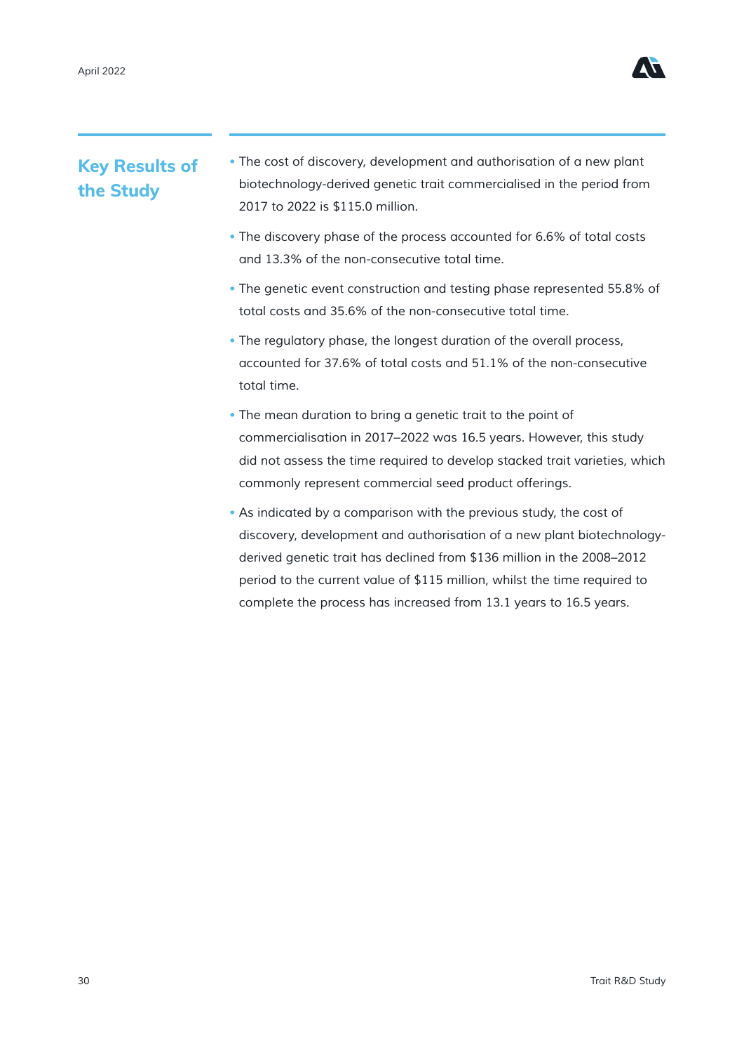## Key Results of the Study

- The cost of discovery, development and authorisation of a new plant biotechnology-derived genetic trait commercialised in the period from 2017 to 2022 is $115.0 million.
- The discovery phase of the process accounted for 6.6% of total costs and 13.3% of the non-consecutive total time.
- The genetic event construction and testing phase represented 55.8% of total costs and 35.6% of the non-consecutive total time.
- The regulatory phase, the longest duration of the overall process, accounted for 37.6% of total costs and 51.1% of the non-consecutive total time.
- The mean duration to bring a genetic trait to the point of commercialisation in 2017–2022 was 16.5 years. However, this study did not assess the time required to develop stacked trait varieties, which commonly represent commercial seed product offerings.
- As indicated by a comparison with the previous study, the cost of discovery, development and authorisation of a new plant biotechnology-derived genetic trait has declined from $136 million in the 2008–2012 period to the current value of $115 million, whilst the time required to complete the process has increased from 13.1 years to 16.5 years.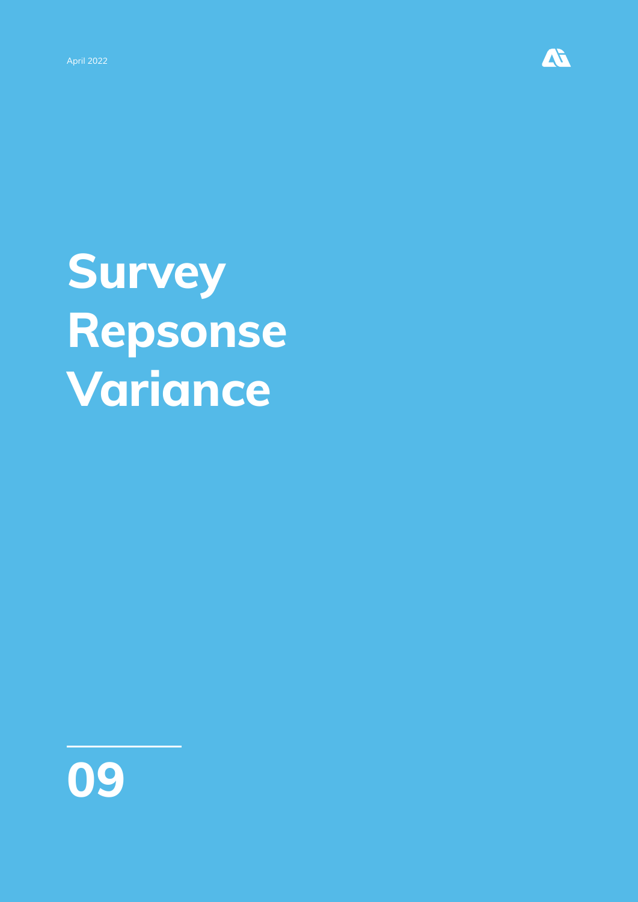April 2022

# Survey Repsonse Variance

## 09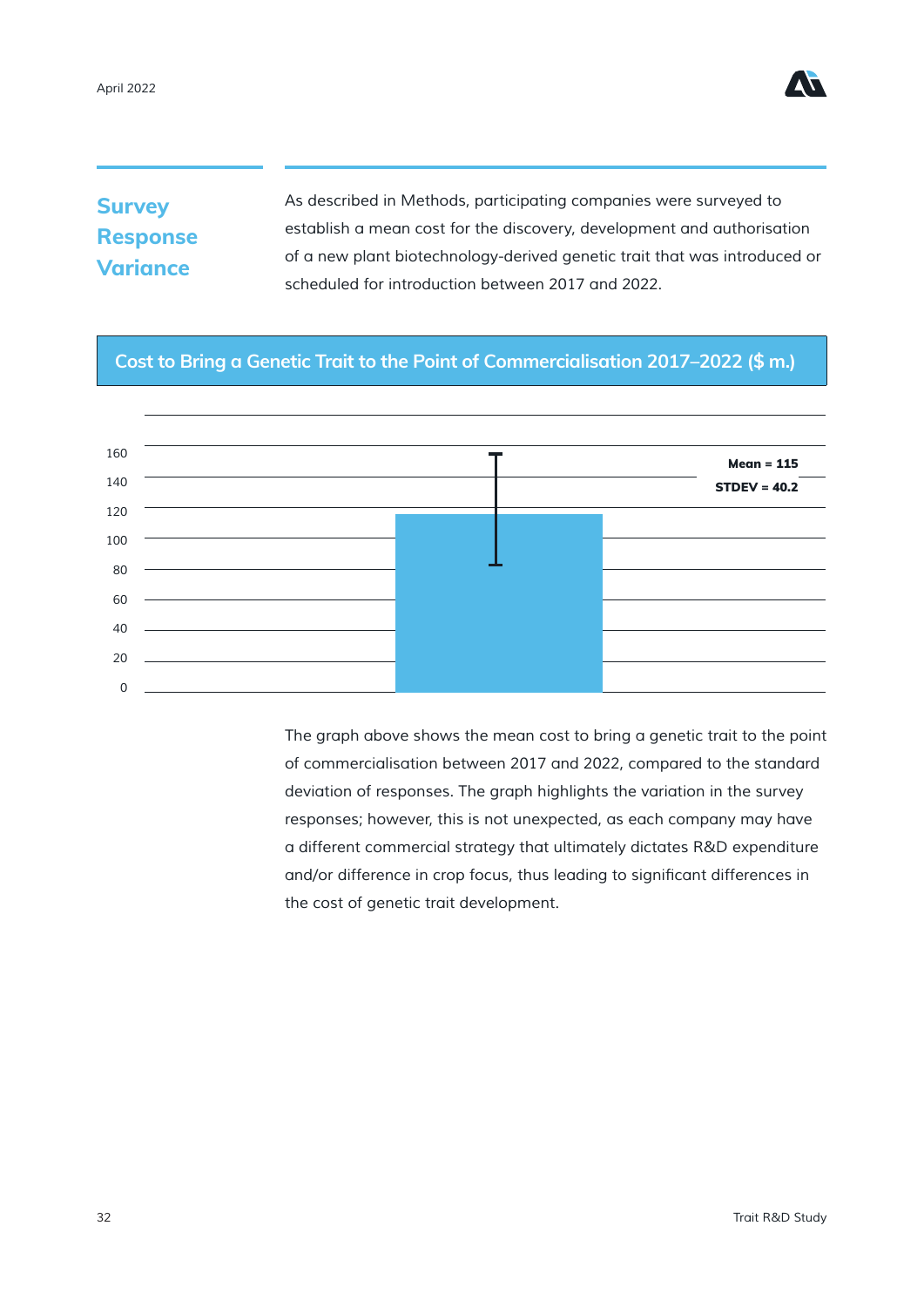## Survey Response Variance

As described in Methods, participating companies were surveyed to establish a mean cost for the discovery, development and authorisation of a new plant biotechnology-derived genetic trait that was introduced or scheduled for introduction between 2017 and 2022.

**Cost to Bring a Genetic Trait to the Point of Commercialisation 2017–2022 ($ m.)**

**Mean = 115**

**STDEV = 40.2**

The graph above shows the mean cost to bring a genetic trait to the point of commercialisation between 2017 and 2022, compared to the standard deviation of responses. The graph highlights the variation in the survey responses; however, this is not unexpected, as each company may have a different commercial strategy that ultimately dictates R&D expenditure and/or difference in crop focus, thus leading to significant differences in the cost of genetic trait development.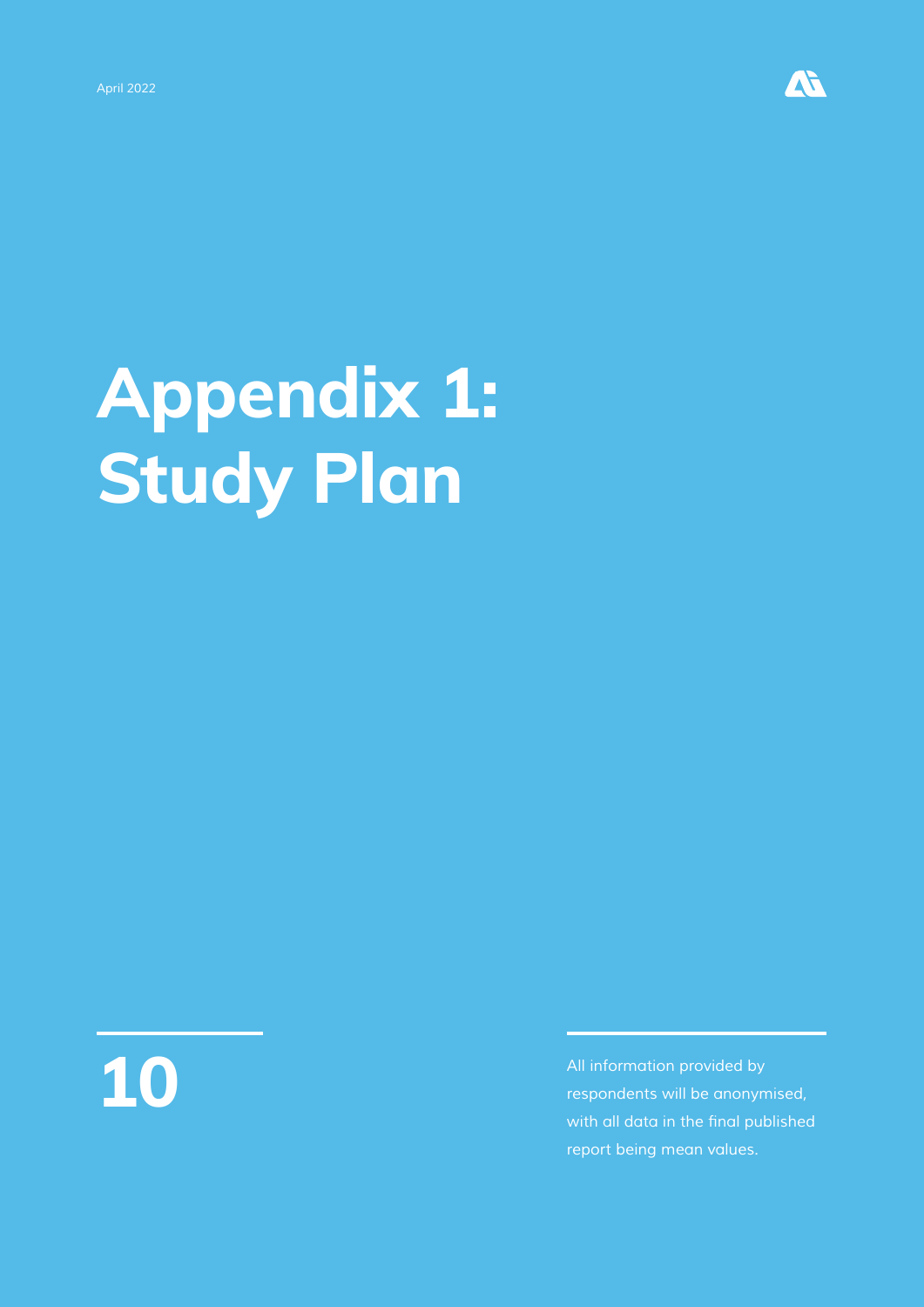# Appendix 1: Study Plan

10

All information provided by respondents will be anonymised, with all data in the final published report being mean values.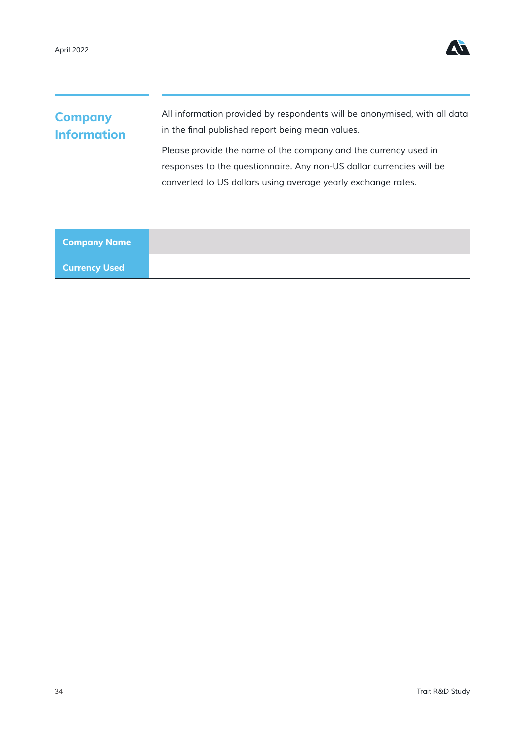## Company Information

All information provided by respondents will be anonymised, with all data in the final published report being mean values.

Please provide the name of the company and the currency used in responses to the questionnaire. Any non-US dollar currencies will be converted to US dollars using average yearly exchange rates.

| | |
|---|---|
| **Company Name** | |
| **Currency Used** | |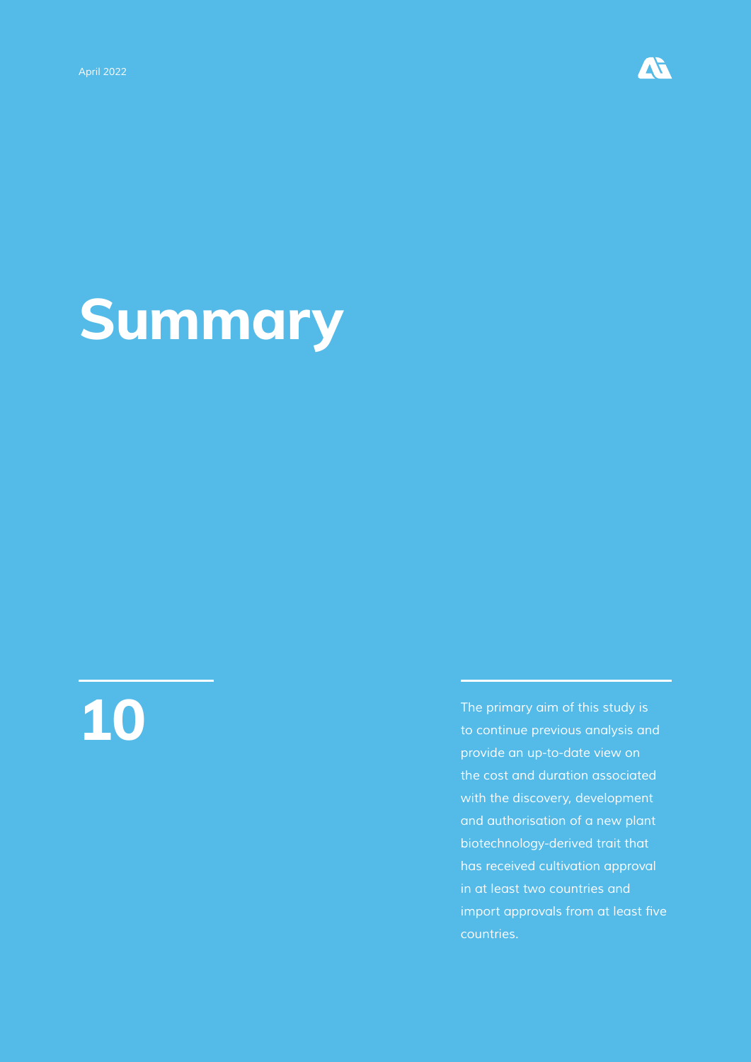# Summary

## 10

The primary aim of this study is to continue previous analysis and provide an up-to-date view on the cost and duration associated with the discovery, development and authorisation of a new plant biotechnology-derived trait that has received cultivation approval in at least two countries and import approvals from at least five countries.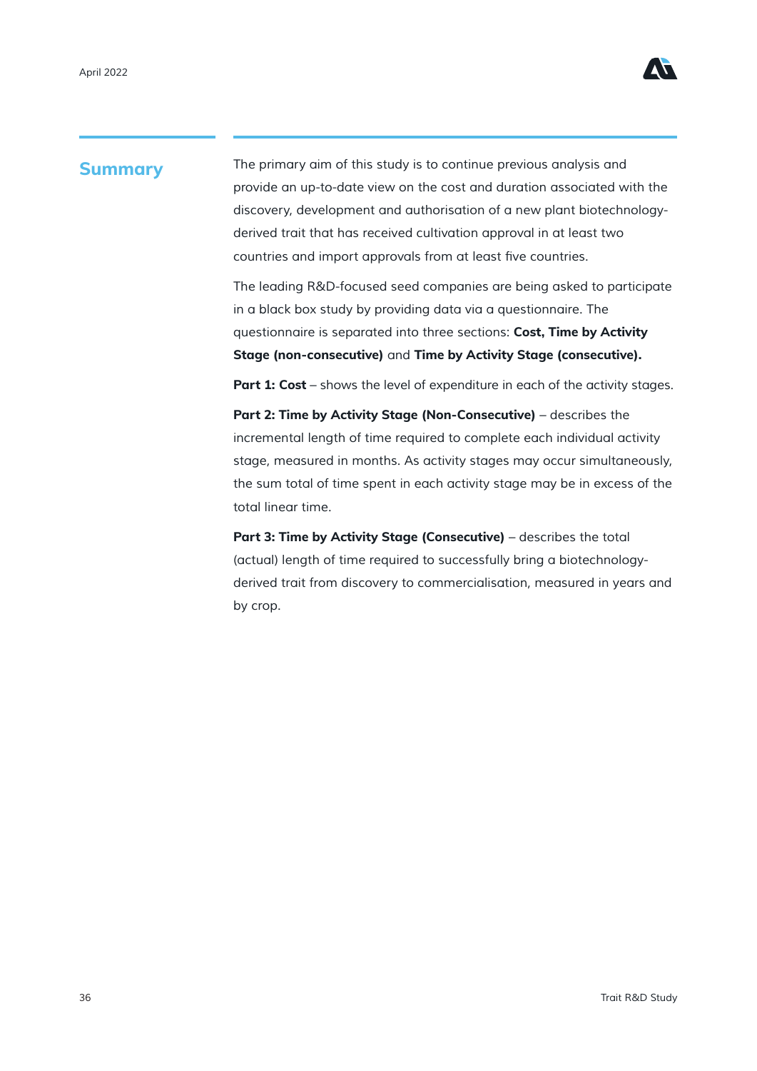## Summary

The primary aim of this study is to continue previous analysis and provide an up-to-date view on the cost and duration associated with the discovery, development and authorisation of a new plant biotechnology-derived trait that has received cultivation approval in at least two countries and import approvals from at least five countries.

The leading R&D-focused seed companies are being asked to participate in a black box study by providing data via a questionnaire. The questionnaire is separated into three sections: **Cost, Time by Activity Stage (non-consecutive)** and **Time by Activity Stage (consecutive).**

**Part 1: Cost** – shows the level of expenditure in each of the activity stages.

**Part 2: Time by Activity Stage (Non-Consecutive)** – describes the incremental length of time required to complete each individual activity stage, measured in months. As activity stages may occur simultaneously, the sum total of time spent in each activity stage may be in excess of the total linear time.

**Part 3: Time by Activity Stage (Consecutive)** – describes the total (actual) length of time required to successfully bring a biotechnology-derived trait from discovery to commercialisation, measured in years and by crop.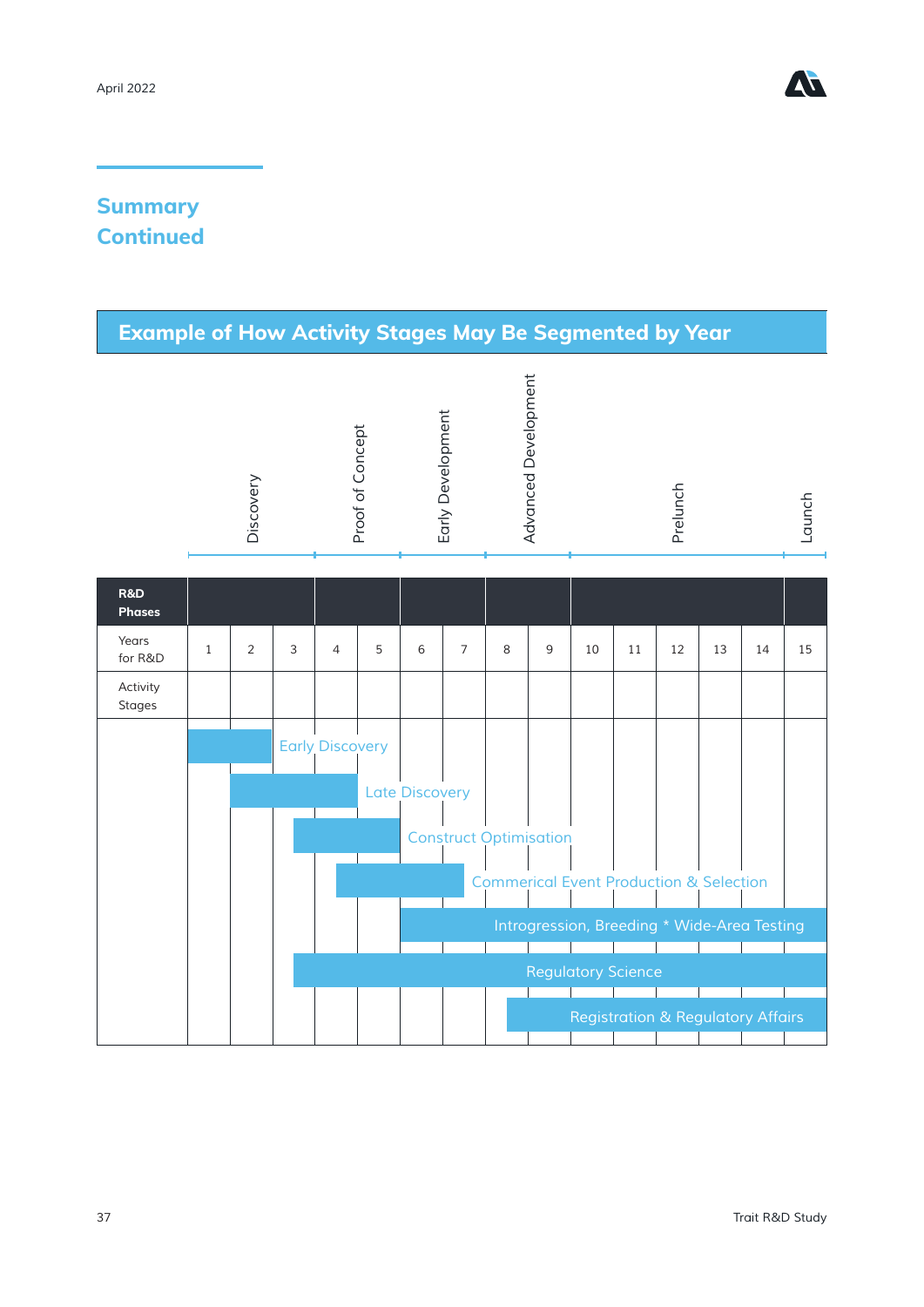## Summary Continued

### Example of How Activity Stages May Be Segmented by Year

| R&D Phases | Discovery | | | Proof of Concept | | Early Development | | Advanced Development | | Prelunch | | | | | Launch |
|---|---|---|---|---|---|---|---|---|---|---|---|---|---|---|---|
| Years for R&D | 1 | 2 | 3 | 4 | 5 | 6 | 7 | 8 | 9 | 10 | 11 | 12 | 13 | 14 | 15 |
| Activity Stages | | | | | | | | | | | | | | | |

Activity stages:

- Early Discovery
- Late Discovery
- Construct Optimisation
- Commerical Event Production & Selection
- Introgression, Breeding * Wide-Area Testing
- Regulatory Science
- Registration & Regulatory Affairs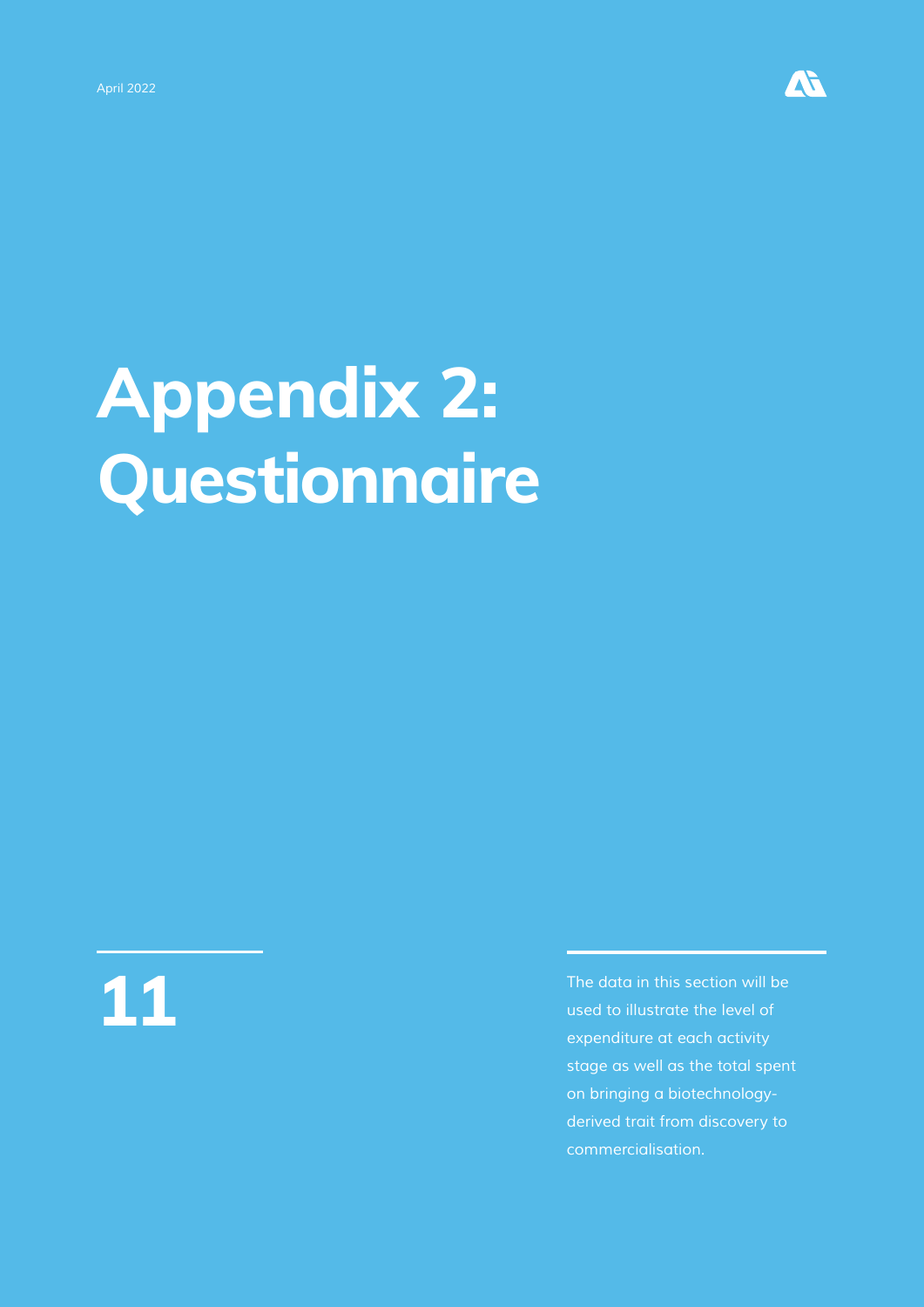# Appendix 2: Questionnaire

11

The data in this section will be used to illustrate the level of expenditure at each activity stage as well as the total spent on bringing a biotechnology-derived trait from discovery to commercialisation.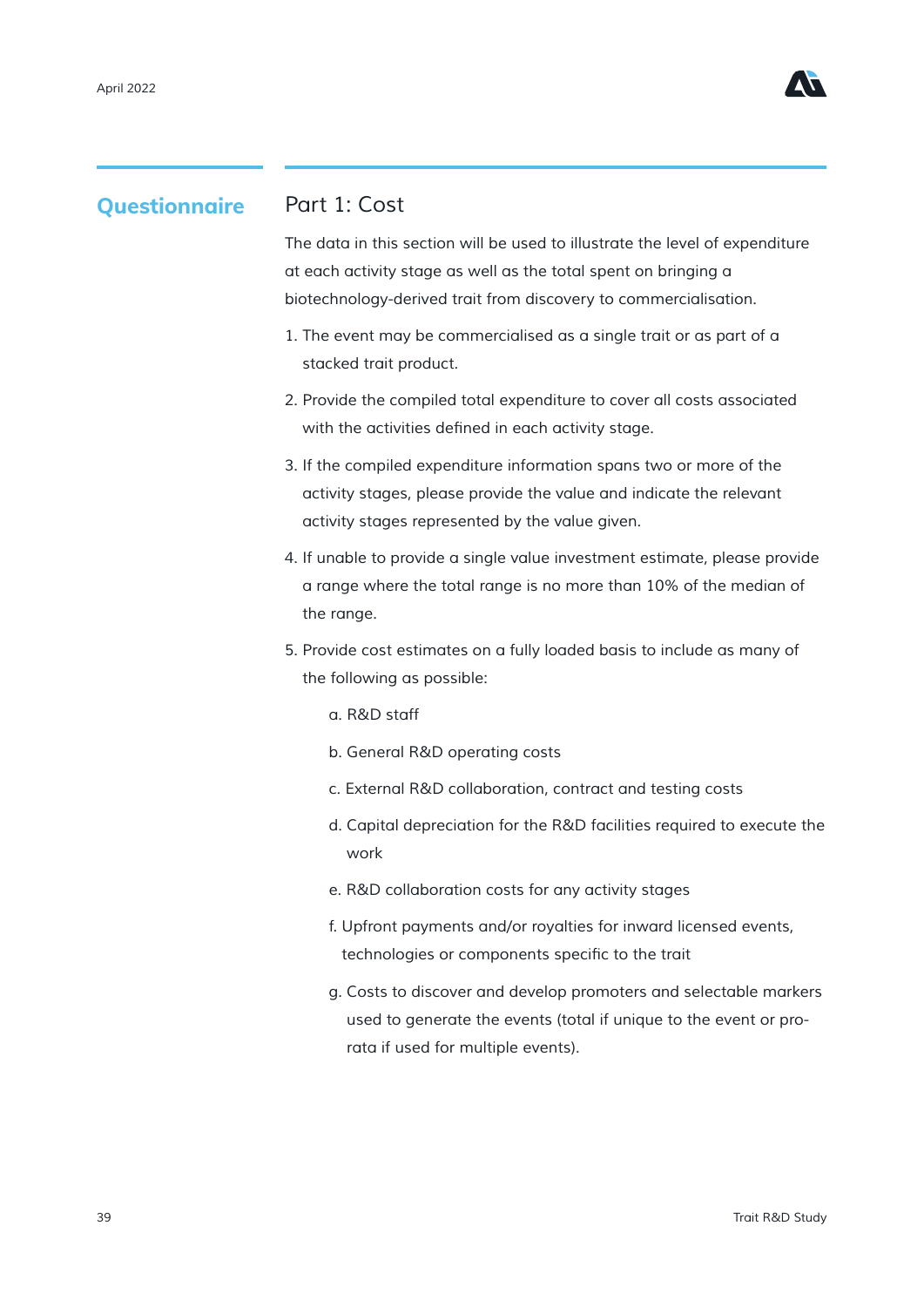## Questionnaire

### Part 1: Cost

The data in this section will be used to illustrate the level of expenditure at each activity stage as well as the total spent on bringing a biotechnology-derived trait from discovery to commercialisation.

1. The event may be commercialised as a single trait or as part of a stacked trait product.
2. Provide the compiled total expenditure to cover all costs associated with the activities defined in each activity stage.
3. If the compiled expenditure information spans two or more of the activity stages, please provide the value and indicate the relevant activity stages represented by the value given.
4. If unable to provide a single value investment estimate, please provide a range where the total range is no more than 10% of the median of the range.
5. Provide cost estimates on a fully loaded basis to include as many of the following as possible:
    a. R&D staff
    
    b. General R&D operating costs
    
    c. External R&D collaboration, contract and testing costs
    
    d. Capital depreciation for the R&D facilities required to execute the work
    
    e. R&D collaboration costs for any activity stages
    
    f. Upfront payments and/or royalties for inward licensed events, technologies or components specific to the trait
    
    g. Costs to discover and develop promoters and selectable markers used to generate the events (total if unique to the event or pro-rata if used for multiple events).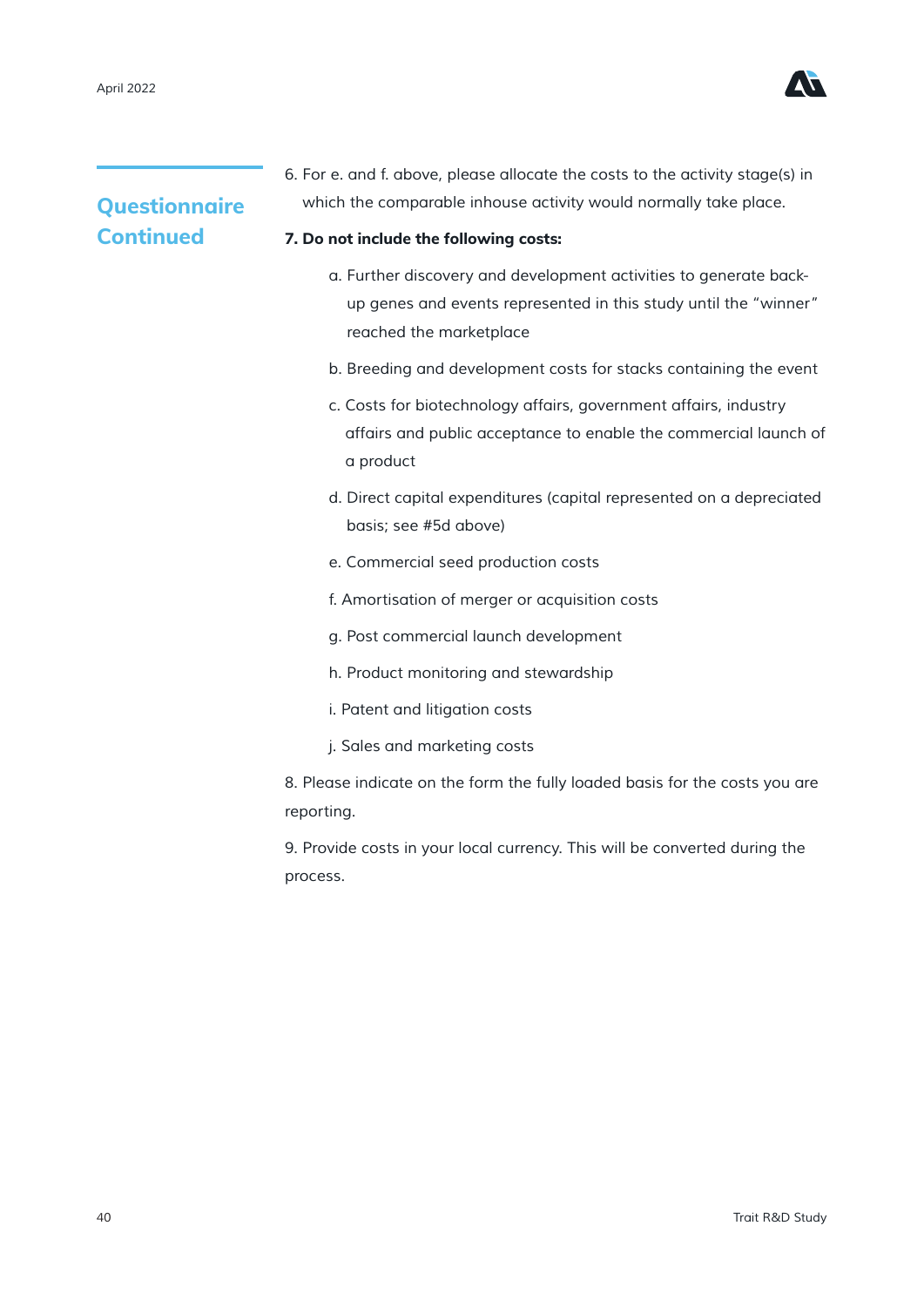## Questionnaire Continued

6. For e. and f. above, please allocate the costs to the activity stage(s) in which the comparable inhouse activity would normally take place.

**7. Do not include the following costs:**

a. Further discovery and development activities to generate back-up genes and events represented in this study until the “winner” reached the marketplace

b. Breeding and development costs for stacks containing the event

c. Costs for biotechnology affairs, government affairs, industry affairs and public acceptance to enable the commercial launch of a product

d. Direct capital expenditures (capital represented on a depreciated basis; see #5d above)

e. Commercial seed production costs

f. Amortisation of merger or acquisition costs

g. Post commercial launch development

h. Product monitoring and stewardship

i. Patent and litigation costs

j. Sales and marketing costs

8. Please indicate on the form the fully loaded basis for the costs you are reporting.

9. Provide costs in your local currency. This will be converted during the process.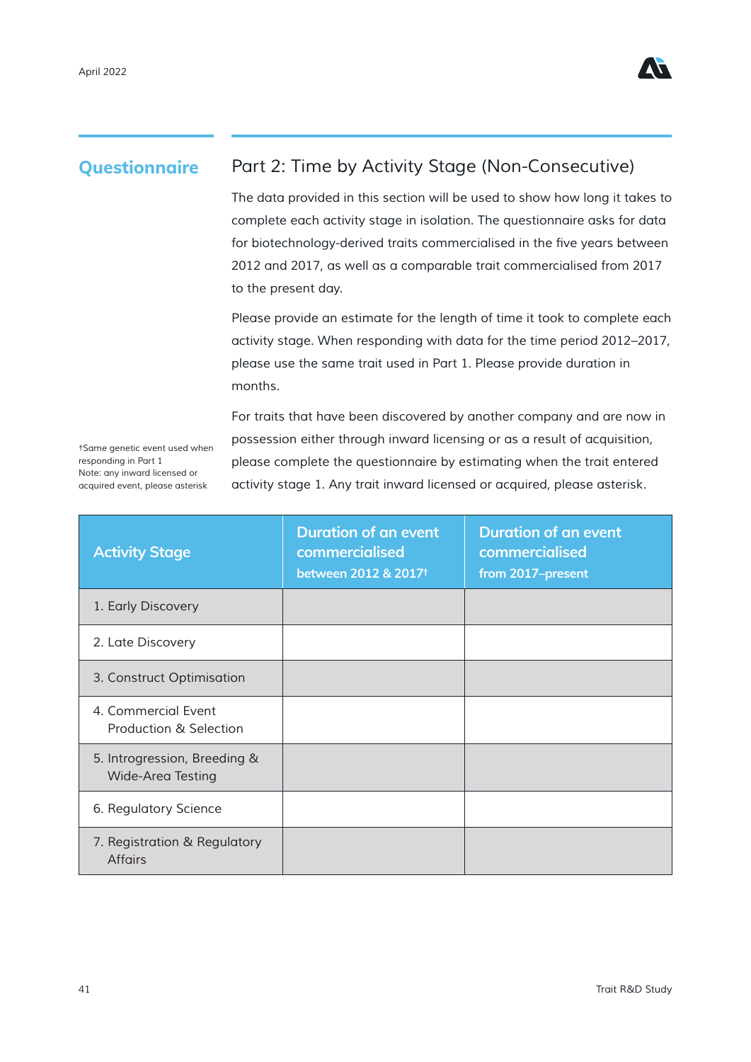## Questionnaire

### Part 2: Time by Activity Stage (Non-Consecutive)

The data provided in this section will be used to show how long it takes to complete each activity stage in isolation. The questionnaire asks for data for biotechnology-derived traits commercialised in the five years between 2012 and 2017, as well as a comparable trait commercialised from 2017 to the present day.

Please provide an estimate for the length of time it took to complete each activity stage. When responding with data for the time period 2012–2017, please use the same trait used in Part 1. Please provide duration in months.

For traits that have been discovered by another company and are now in possession either through inward licensing or as a result of acquisition, please complete the questionnaire by estimating when the trait entered activity stage 1. Any trait inward licensed or acquired, please asterisk.

†Same genetic event used when responding in Part 1
Note: any inward licensed or acquired event, please asterisk

| Activity Stage | Duration of an event commercialised between 2012 & 2017† | Duration of an event commercialised from 2017–present |
|---|---|---|
| 1. Early Discovery | | |
| 2. Late Discovery | | |
| 3. Construct Optimisation | | |
| 4. Commercial Event Production & Selection | | |
| 5. Introgression, Breeding & Wide-Area Testing | | |
| 6. Regulatory Science | | |
| 7. Registration & Regulatory Affairs | | |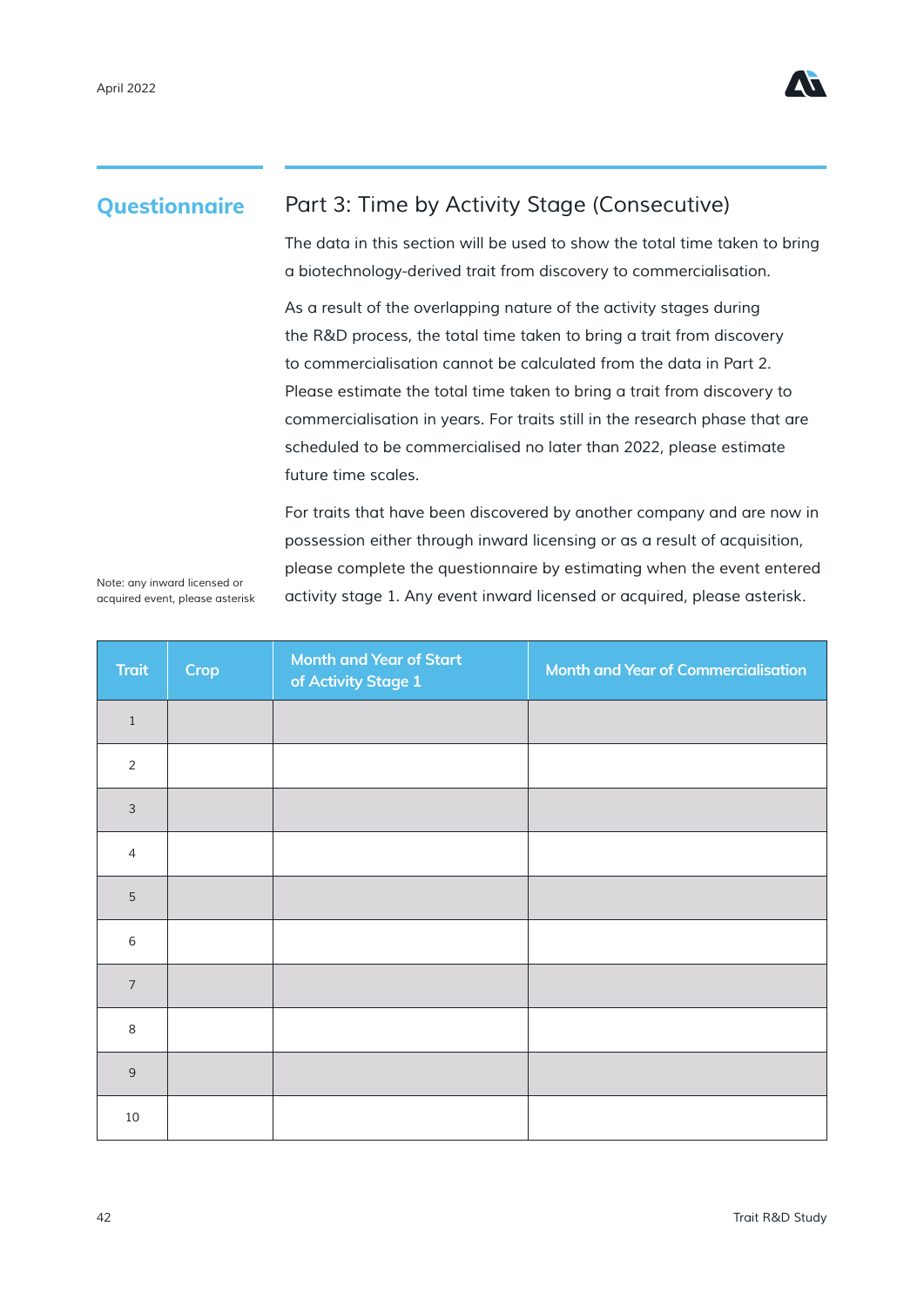## Questionnaire

## Part 3: Time by Activity Stage (Consecutive)

The data in this section will be used to show the total time taken to bring a biotechnology-derived trait from discovery to commercialisation.

As a result of the overlapping nature of the activity stages during the R&D process, the total time taken to bring a trait from discovery to commercialisation cannot be calculated from the data in Part 2. Please estimate the total time taken to bring a trait from discovery to commercialisation in years. For traits still in the research phase that are scheduled to be commercialised no later than 2022, please estimate future time scales.

For traits that have been discovered by another company and are now in possession either through inward licensing or as a result of acquisition, please complete the questionnaire by estimating when the event entered activity stage 1. Any event inward licensed or acquired, please asterisk.

Note: any inward licensed or acquired event, please asterisk

| Trait | Crop | Month and Year of Start of Activity Stage 1 | Month and Year of Commercialisation |
|---|---|---|---|
| 1 | | | |
| 2 | | | |
| 3 | | | |
| 4 | | | |
| 5 | | | |
| 6 | | | |
| 7 | | | |
| 8 | | | |
| 9 | | | |
| 10 | | | |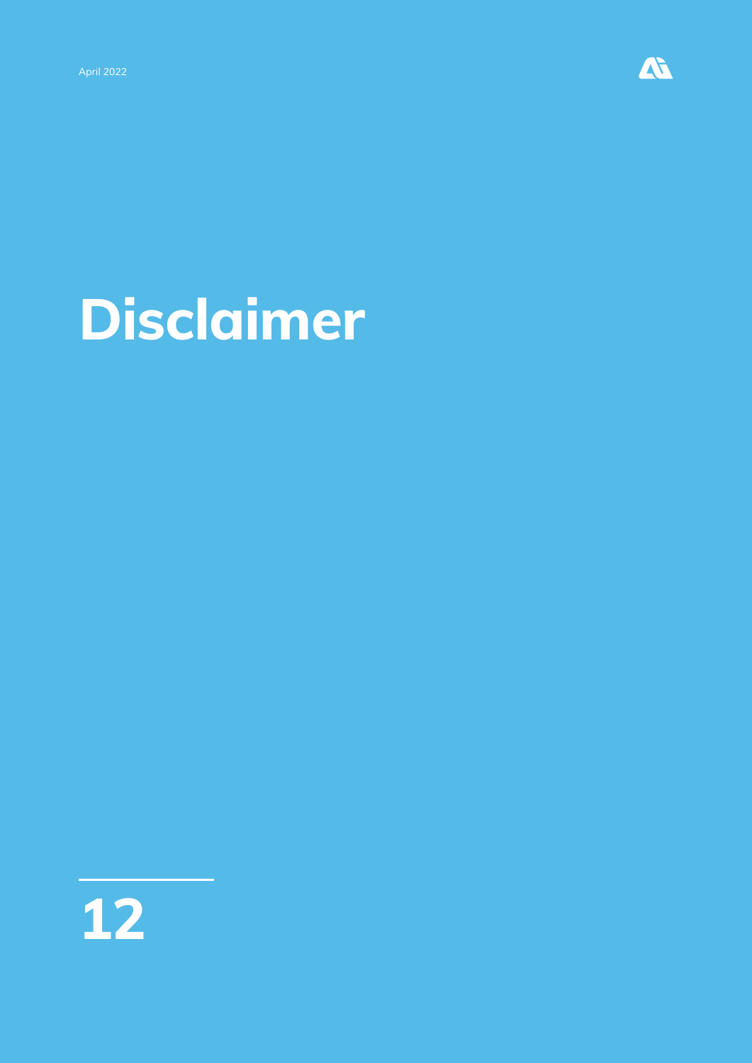# Disclaimer

12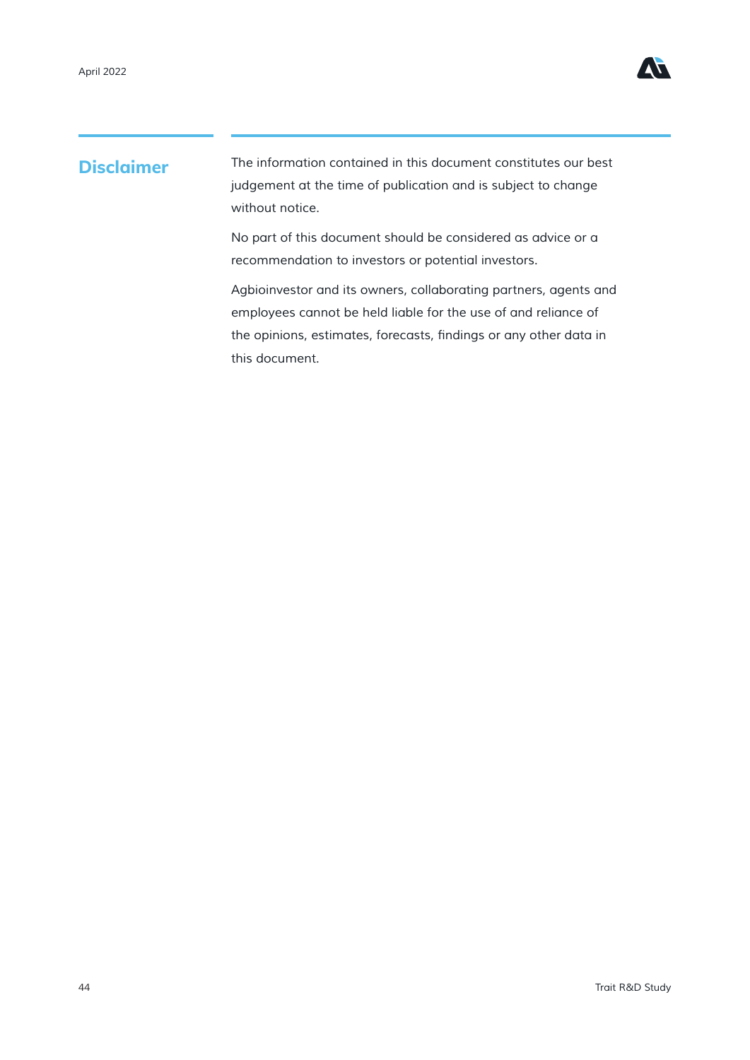## Disclaimer

The information contained in this document constitutes our best judgement at the time of publication and is subject to change without notice.

No part of this document should be considered as advice or a recommendation to investors or potential investors.

Agbioinvestor and its owners, collaborating partners, agents and employees cannot be held liable for the use of and reliance of the opinions, estimates, forecasts, findings or any other data in this document.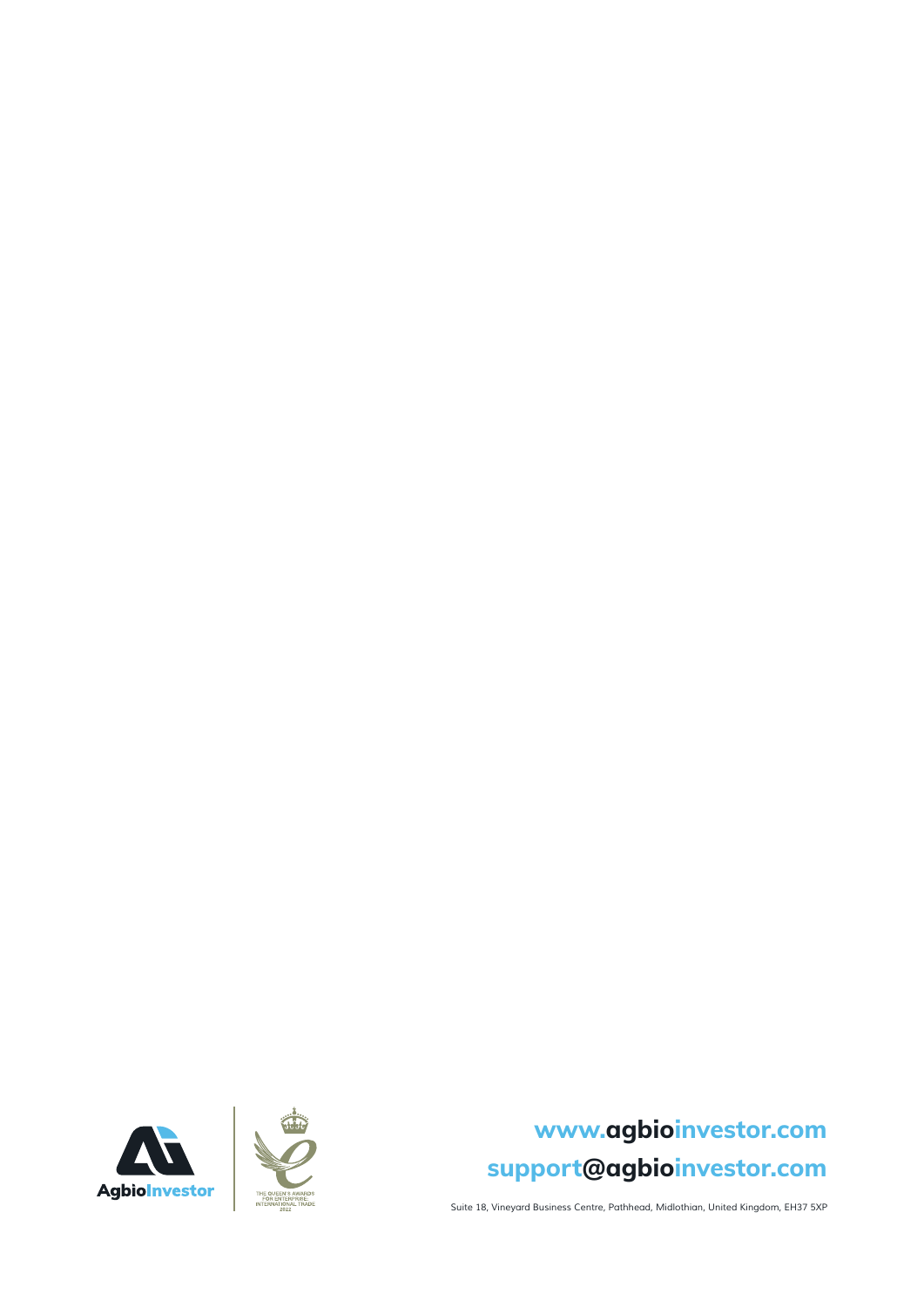AgbioInvestor

THE QUEEN'S AWARDS FOR ENTERPRISE: INTERNATIONAL TRADE 2022

**www.agbioinvestor.com**

**support@agbioinvestor.com**

Suite 18, Vineyard Business Centre, Pathhead, Midlothian, United Kingdom, EH37 5XP